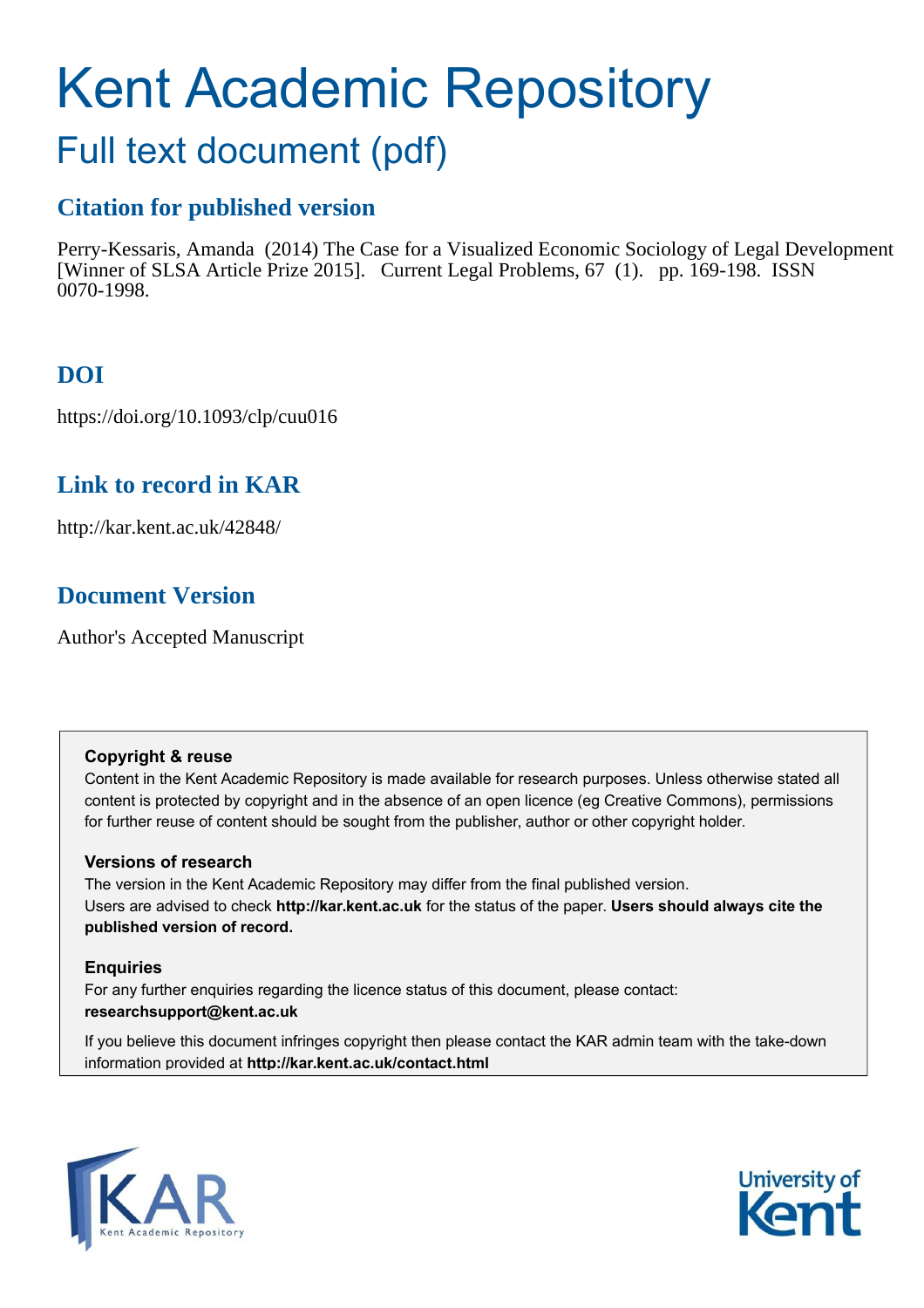# Kent Academic Repository

## Full text document (pdf)

### Citation for published version

Perry-Kessaris, Amanda (2014) The Case for a Visualized Economic Sociology of Legal Development [Winner of SLSA Article Prize 2015]. Current Legal Problems, 67 (1). pp. 169-198. ISSN 0070-1998.

### DOI

https://doi.org/10.1093/clp/cuu016

### Link to record in KAR

http://kar.kent.ac.uk/42848/

### Document Version

Author's Accepted Manuscript

**Copyright & reuse**

Content in the Kent Academic Repository is made available for research purposes. Unless otherwise stated all content is protected by copyright and in the absence of an open licence (eg Creative Commons), permissions for further reuse of content should be sought from the publisher, author or other copyright holder.

**Versions of research**

The version in the Kent Academic Repository may differ from the final published version. Users are advised to check **http://kar.kent.ac.uk** for the status of the paper. **Users should always cite the published version of record.**

**Enquiries**

For any further enquiries regarding the licence status of this document, please contact: **researchsupport@kent.ac.uk**

If you believe this document infringes copyright then please contact the KAR admin team with the take-down information provided at **http://kar.kent.ac.uk/contact.html**

KAR Kent Academic Repository

University of Kent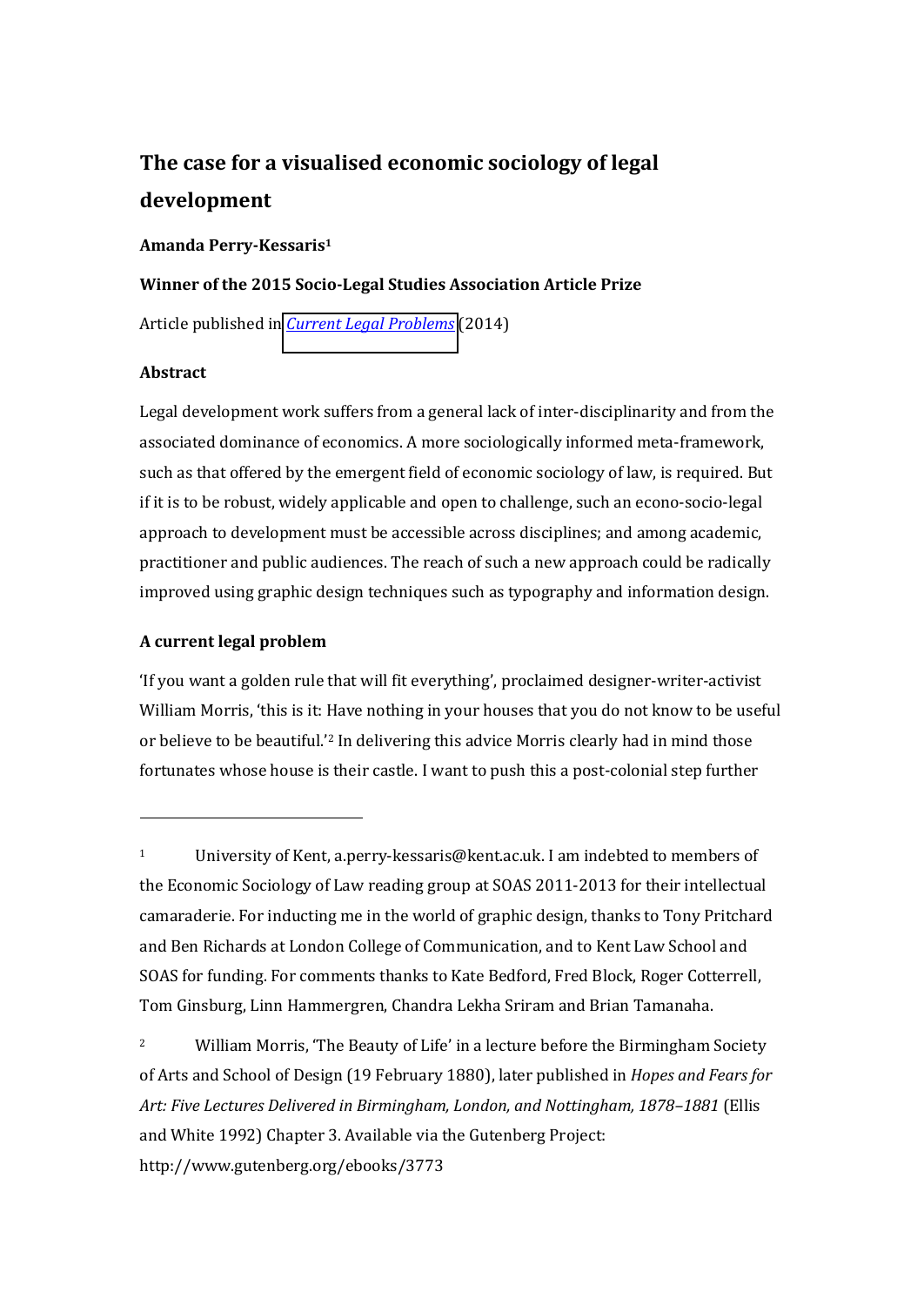# The case for a visualised economic sociology of legal development

**Amanda Perry-Kessaris[1]**

**Winner of the 2015 Socio-Legal Studies Association Article Prize**

Article published in *Current Legal Problems* (2014)

**Abstract**

Legal development work suffers from a general lack of inter-disciplinarity and from the associated dominance of economics. A more sociologically informed meta-framework, such as that offered by the emergent field of economic sociology of law, is required. But if it is to be robust, widely applicable and open to challenge, such an econo-socio-legal approach to development must be accessible across disciplines; and among academic, practitioner and public audiences. The reach of such a new approach could be radically improved using graphic design techniques such as typography and information design.

**A current legal problem**

'If you want a golden rule that will fit everything', proclaimed designer-writer-activist William Morris, 'this is it: Have nothing in your houses that you do not know to be useful or believe to be beautiful.'[2] In delivering this advice Morris clearly had in mind those fortunates whose house is their castle. I want to push this a post-colonial step further

---

[1] University of Kent, a.perry-kessaris@kent.ac.uk. I am indebted to members of the Economic Sociology of Law reading group at SOAS 2011-2013 for their intellectual camaraderie. For inducting me in the world of graphic design, thanks to Tony Pritchard and Ben Richards at London College of Communication, and to Kent Law School and SOAS for funding. For comments thanks to Kate Bedford, Fred Block, Roger Cotterrell, Tom Ginsburg, Linn Hammergren, Chandra Lekha Sriram and Brian Tamanaha.

[2] William Morris, 'The Beauty of Life' in a lecture before the Birmingham Society of Arts and School of Design (19 February 1880), later published in *Hopes and Fears for Art: Five Lectures Delivered in Birmingham, London, and Nottingham, 1878–1881* (Ellis and White 1992) Chapter 3. Available via the Gutenberg Project: http://www.gutenberg.org/ebooks/3773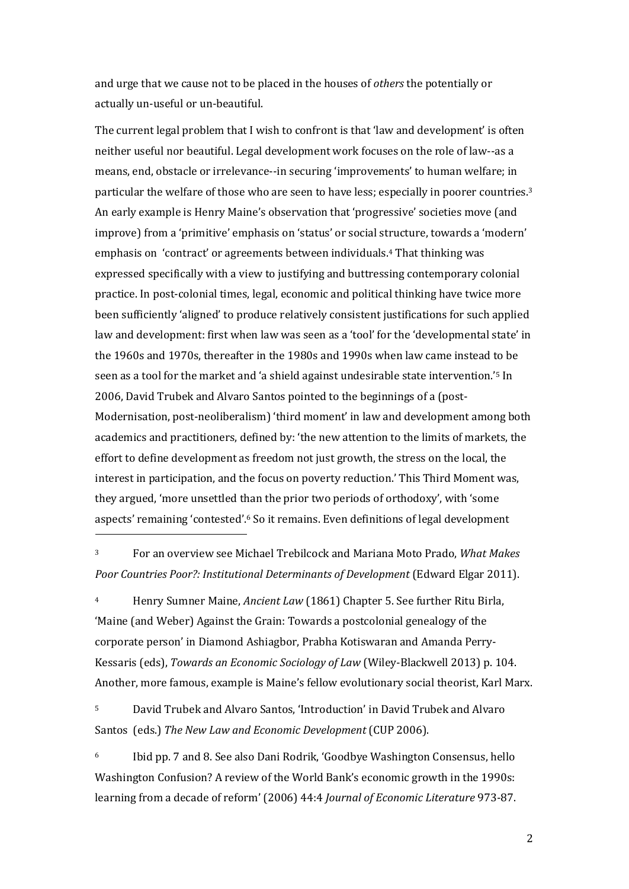and urge that we cause not to be placed in the houses of *others* the potentially or actually un-useful or un-beautiful.

The current legal problem that I wish to confront is that 'law and development' is often neither useful nor beautiful. Legal development work focuses on the role of law--as a means, end, obstacle or irrelevance--in securing 'improvements' to human welfare; in particular the welfare of those who are seen to have less; especially in poorer countries.[3] An early example is Henry Maine's observation that 'progressive' societies move (and improve) from a 'primitive' emphasis on 'status' or social structure, towards a 'modern' emphasis on 'contract' or agreements between individuals.[4] That thinking was expressed specifically with a view to justifying and buttressing contemporary colonial practice. In post-colonial times, legal, economic and political thinking have twice more been sufficiently 'aligned' to produce relatively consistent justifications for such applied law and development: first when law was seen as a 'tool' for the 'developmental state' in the 1960s and 1970s, thereafter in the 1980s and 1990s when law came instead to be seen as a tool for the market and 'a shield against undesirable state intervention.'[5] In 2006, David Trubek and Alvaro Santos pointed to the beginnings of a (post-Modernisation, post-neoliberalism) 'third moment' in law and development among both academics and practitioners, defined by: 'the new attention to the limits of markets, the effort to define development as freedom not just growth, the stress on the local, the interest in participation, and the focus on poverty reduction.' This Third Moment was, they argued, 'more unsettled than the prior two periods of orthodoxy', with 'some aspects' remaining 'contested'.[6] So it remains. Even definitions of legal development

---

[3] For an overview see Michael Trebilcock and Mariana Moto Prado, *What Makes Poor Countries Poor?: Institutional Determinants of Development* (Edward Elgar 2011).

[4] Henry Sumner Maine, *Ancient Law* (1861) Chapter 5. See further Ritu Birla, 'Maine (and Weber) Against the Grain: Towards a postcolonial genealogy of the corporate person' in Diamond Ashiagbor, Prabha Kotiswaran and Amanda Perry-Kessaris (eds), *Towards an Economic Sociology of Law* (Wiley-Blackwell 2013) p. 104. Another, more famous, example is Maine's fellow evolutionary social theorist, Karl Marx.

[5] David Trubek and Alvaro Santos, 'Introduction' in David Trubek and Alvaro Santos (eds.) *The New Law and Economic Development* (CUP 2006).

[6] Ibid pp. 7 and 8. See also Dani Rodrik, 'Goodbye Washington Consensus, hello Washington Confusion? A review of the World Bank's economic growth in the 1990s: learning from a decade of reform' (2006) 44:4 *Journal of Economic Literature* 973-87.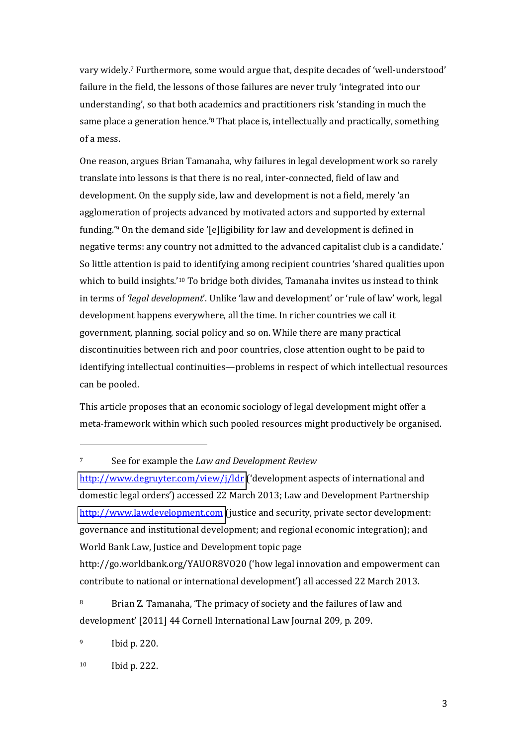vary widely.[7] Furthermore, some would argue that, despite decades of 'well-understood' failure in the field, the lessons of those failures are never truly 'integrated into our understanding', so that both academics and practitioners risk 'standing in much the same place a generation hence.'[8] That place is, intellectually and practically, something of a mess.

One reason, argues Brian Tamanaha, why failures in legal development work so rarely translate into lessons is that there is no real, inter-connected, field of law and development. On the supply side, law and development is not a field, merely 'an agglomeration of projects advanced by motivated actors and supported by external funding.'[9] On the demand side '[e]ligibility for law and development is defined in negative terms: any country not admitted to the advanced capitalist club is a candidate.' So little attention is paid to identifying among recipient countries 'shared qualities upon which to build insights.'[10] To bridge both divides, Tamanaha invites us instead to think in terms of '*legal development*'. Unlike 'law and development' or 'rule of law' work, legal development happens everywhere, all the time. In richer countries we call it government, planning, social policy and so on. While there are many practical discontinuities between rich and poor countries, close attention ought to be paid to identifying intellectual continuities—problems in respect of which intellectual resources can be pooled.

This article proposes that an economic sociology of legal development might offer a meta-framework within which such pooled resources might productively be organised.

---

[7] See for example the *Law and Development Review* http://www.degruyter.com/view/j/ldr ('development aspects of international and domestic legal orders') accessed 22 March 2013; Law and Development Partnership http://www.lawdevelopment.com (justice and security, private sector development: governance and institutional development; and regional economic integration); and World Bank Law, Justice and Development topic page http://go.worldbank.org/YAUOR8VO20 ('how legal innovation and empowerment can contribute to national or international development') all accessed 22 March 2013.

[8] Brian Z. Tamanaha, 'The primacy of society and the failures of law and development' [2011] 44 Cornell International Law Journal 209, p. 209.

[9] Ibid p. 220.

[10] Ibid p. 222.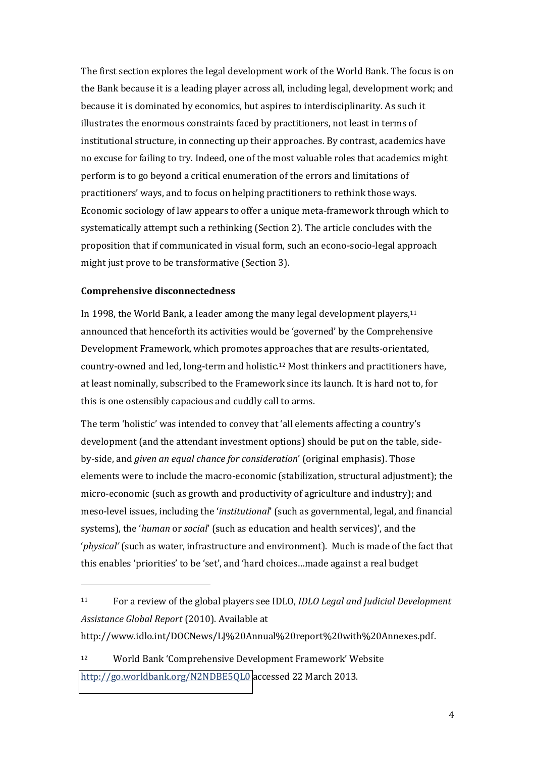The first section explores the legal development work of the World Bank. The focus is on the Bank because it is a leading player across all, including legal, development work; and because it is dominated by economics, but aspires to interdisciplinarity. As such it illustrates the enormous constraints faced by practitioners, not least in terms of institutional structure, in connecting up their approaches. By contrast, academics have no excuse for failing to try. Indeed, one of the most valuable roles that academics might perform is to go beyond a critical enumeration of the errors and limitations of practitioners' ways, and to focus on helping practitioners to rethink those ways. Economic sociology of law appears to offer a unique meta-framework through which to systematically attempt such a rethinking (Section 2). The article concludes with the proposition that if communicated in visual form, such an econo-socio-legal approach might just prove to be transformative (Section 3).

**Comprehensive disconnectedness**

In 1998, the World Bank, a leader among the many legal development players,[11] announced that henceforth its activities would be 'governed' by the Comprehensive Development Framework, which promotes approaches that are results-orientated, country-owned and led, long-term and holistic.[12] Most thinkers and practitioners have, at least nominally, subscribed to the Framework since its launch. It is hard not to, for this is one ostensibly capacious and cuddly call to arms.

The term 'holistic' was intended to convey that 'all elements affecting a country's development (and the attendant investment options) should be put on the table, side-by-side, and *given an equal chance for consideration*' (original emphasis). Those elements were to include the macro-economic (stabilization, structural adjustment); the micro-economic (such as growth and productivity of agriculture and industry); and meso-level issues, including the '*institutional*' (such as governmental, legal, and financial systems), the '*human* or *social*' (such as education and health services)', and the '*physical'* (such as water, infrastructure and environment). Much is made of the fact that this enables 'priorities' to be 'set', and 'hard choices…made against a real budget

---

[11] For a review of the global players see IDLO, *IDLO Legal and Judicial Development Assistance Global Report* (2010). Available at http://www.idlo.int/DOCNews/LJ%20Annual%20report%20with%20Annexes.pdf.

[12] World Bank 'Comprehensive Development Framework' Website http://go.worldbank.org/N2NDBE5QL0 accessed 22 March 2013.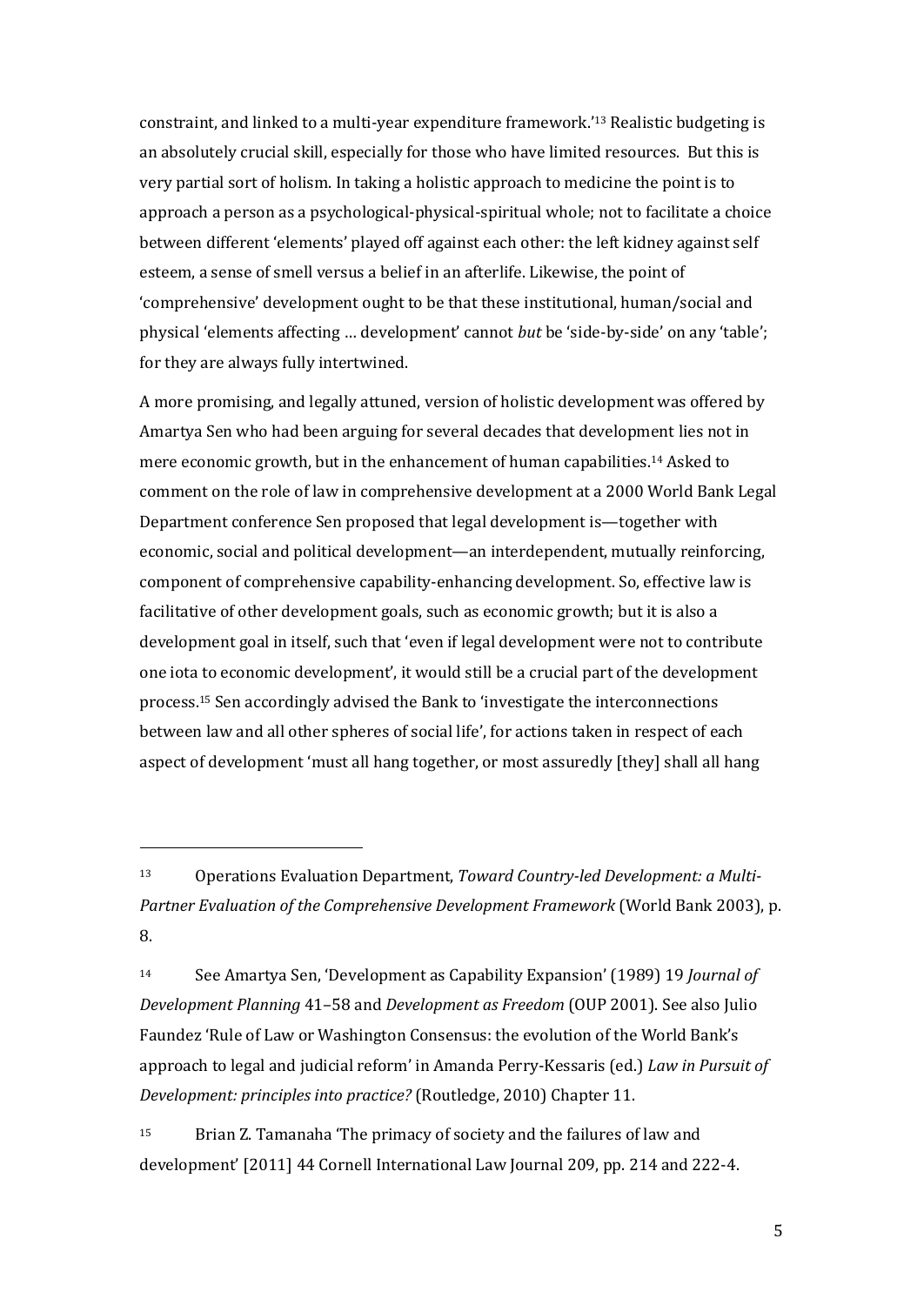constraint, and linked to a multi-year expenditure framework.'[13] Realistic budgeting is an absolutely crucial skill, especially for those who have limited resources. But this is very partial sort of holism. In taking a holistic approach to medicine the point is to approach a person as a psychological-physical-spiritual whole; not to facilitate a choice between different 'elements' played off against each other: the left kidney against self esteem, a sense of smell versus a belief in an afterlife. Likewise, the point of 'comprehensive' development ought to be that these institutional, human/social and physical 'elements affecting … development' cannot *but* be 'side-by-side' on any 'table'; for they are always fully intertwined.

A more promising, and legally attuned, version of holistic development was offered by Amartya Sen who had been arguing for several decades that development lies not in mere economic growth, but in the enhancement of human capabilities.[14] Asked to comment on the role of law in comprehensive development at a 2000 World Bank Legal Department conference Sen proposed that legal development is—together with economic, social and political development—an interdependent, mutually reinforcing, component of comprehensive capability-enhancing development. So, effective law is facilitative of other development goals, such as economic growth; but it is also a development goal in itself, such that 'even if legal development were not to contribute one iota to economic development', it would still be a crucial part of the development process.[15] Sen accordingly advised the Bank to 'investigate the interconnections between law and all other spheres of social life', for actions taken in respect of each aspect of development 'must all hang together, or most assuredly [they] shall all hang

---

[13] Operations Evaluation Department, *Toward Country-led Development: a Multi-Partner Evaluation of the Comprehensive Development Framework* (World Bank 2003), p. 8.

[14] See Amartya Sen, 'Development as Capability Expansion' (1989) 19 *Journal of Development Planning* 41–58 and *Development as Freedom* (OUP 2001). See also Julio Faundez 'Rule of Law or Washington Consensus: the evolution of the World Bank's approach to legal and judicial reform' in Amanda Perry-Kessaris (ed.) *Law in Pursuit of Development: principles into practice?* (Routledge, 2010) Chapter 11.

[15] Brian Z. Tamanaha 'The primacy of society and the failures of law and development' [2011] 44 Cornell International Law Journal 209, pp. 214 and 222-4.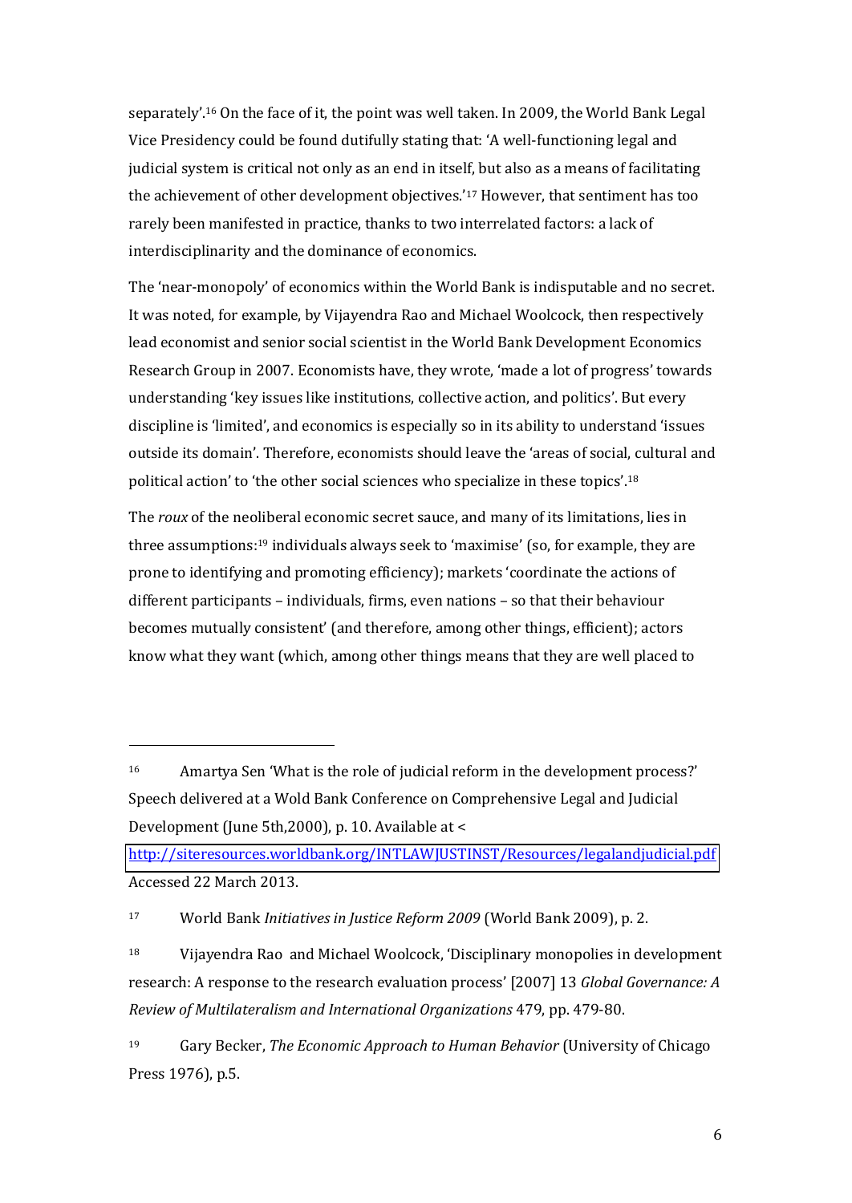separately'.[16] On the face of it, the point was well taken. In 2009, the World Bank Legal Vice Presidency could be found dutifully stating that: 'A well-functioning legal and judicial system is critical not only as an end in itself, but also as a means of facilitating the achievement of other development objectives.'[17] However, that sentiment has too rarely been manifested in practice, thanks to two interrelated factors: a lack of interdisciplinarity and the dominance of economics.

The 'near-monopoly' of economics within the World Bank is indisputable and no secret. It was noted, for example, by Vijayendra Rao and Michael Woolcock, then respectively lead economist and senior social scientist in the World Bank Development Economics Research Group in 2007. Economists have, they wrote, 'made a lot of progress' towards understanding 'key issues like institutions, collective action, and politics'. But every discipline is 'limited', and economics is especially so in its ability to understand 'issues outside its domain'. Therefore, economists should leave the 'areas of social, cultural and political action' to 'the other social sciences who specialize in these topics'.[18]

The *roux* of the neoliberal economic secret sauce, and many of its limitations, lies in three assumptions:[19] individuals always seek to 'maximise' (so, for example, they are prone to identifying and promoting efficiency); markets 'coordinate the actions of different participants – individuals, firms, even nations – so that their behaviour becomes mutually consistent' (and therefore, among other things, efficient); actors know what they want (which, among other things means that they are well placed to

---

[16] Amartya Sen 'What is the role of judicial reform in the development process?' Speech delivered at a Wold Bank Conference on Comprehensive Legal and Judicial Development (June 5th,2000), p. 10. Available at < http://siteresources.worldbank.org/INTLAWJUSTINST/Resources/legalandjudicial.pdf Accessed 22 March 2013.

[17] World Bank *Initiatives in Justice Reform 2009* (World Bank 2009), p. 2.

[18] Vijayendra Rao and Michael Woolcock, 'Disciplinary monopolies in development research: A response to the research evaluation process' [2007] 13 *Global Governance: A Review of Multilateralism and International Organizations* 479, pp. 479-80.

[19] Gary Becker, *The Economic Approach to Human Behavior* (University of Chicago Press 1976), p.5.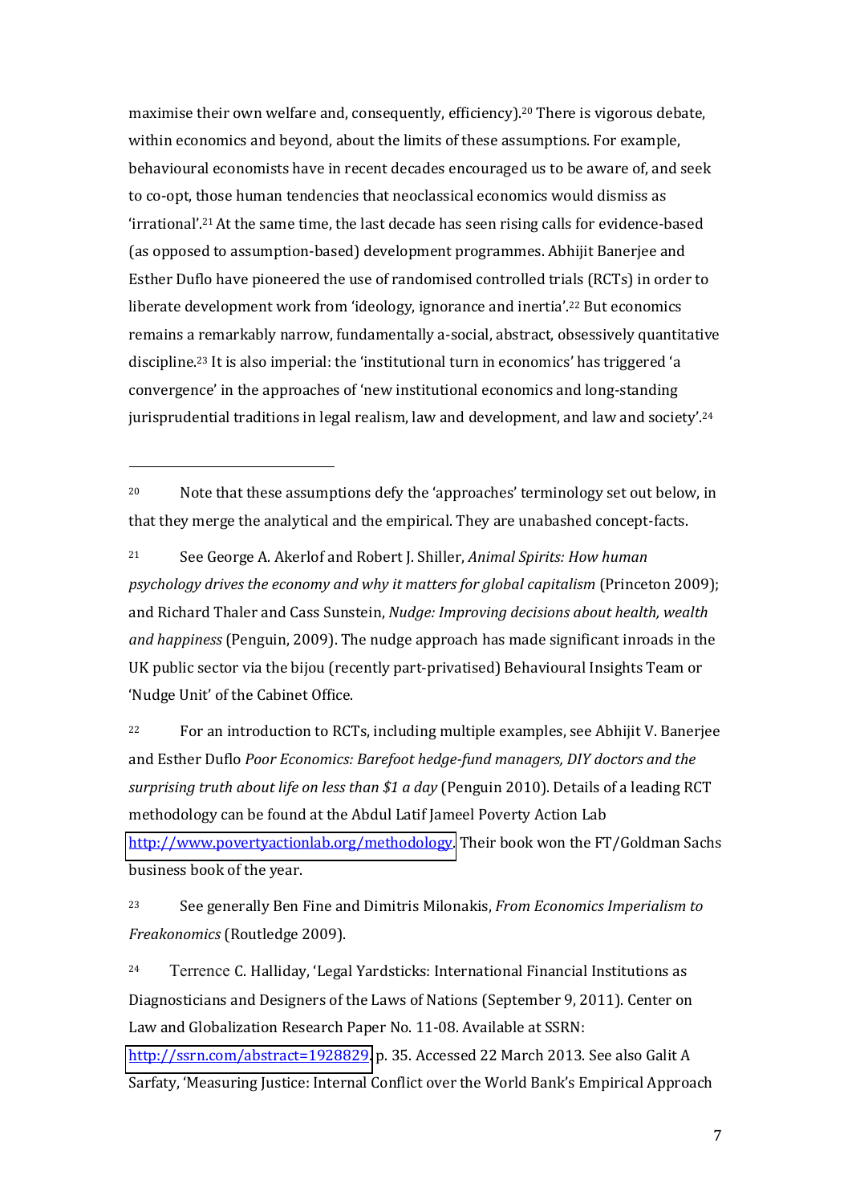maximise their own welfare and, consequently, efficiency).[20] There is vigorous debate, within economics and beyond, about the limits of these assumptions. For example, behavioural economists have in recent decades encouraged us to be aware of, and seek to co-opt, those human tendencies that neoclassical economics would dismiss as 'irrational'.[21] At the same time, the last decade has seen rising calls for evidence-based (as opposed to assumption-based) development programmes. Abhijit Banerjee and Esther Duflo have pioneered the use of randomised controlled trials (RCTs) in order to liberate development work from 'ideology, ignorance and inertia'.[22] But economics remains a remarkably narrow, fundamentally a-social, abstract, obsessively quantitative discipline.[23] It is also imperial: the 'institutional turn in economics' has triggered 'a convergence' in the approaches of 'new institutional economics and long-standing jurisprudential traditions in legal realism, law and development, and law and society'.[24]

---

[20] Note that these assumptions defy the 'approaches' terminology set out below, in that they merge the analytical and the empirical. They are unabashed concept-facts.

[21] See George A. Akerlof and Robert J. Shiller, *Animal Spirits: How human psychology drives the economy and why it matters for global capitalism* (Princeton 2009); and Richard Thaler and Cass Sunstein, *Nudge: Improving decisions about health, wealth and happiness* (Penguin, 2009). The nudge approach has made significant inroads in the UK public sector via the bijou (recently part-privatised) Behavioural Insights Team or 'Nudge Unit' of the Cabinet Office.

[22] For an introduction to RCTs, including multiple examples, see Abhijit V. Banerjee and Esther Duflo *Poor Economics: Barefoot hedge-fund managers, DIY doctors and the surprising truth about life on less than $1 a day* (Penguin 2010). Details of a leading RCT methodology can be found at the Abdul Latif Jameel Poverty Action Lab http://www.povertyactionlab.org/methodology. Their book won the FT/Goldman Sachs business book of the year.

[23] See generally Ben Fine and Dimitris Milonakis, *From Economics Imperialism to Freakonomics* (Routledge 2009).

[24] Terrence C. Halliday, 'Legal Yardsticks: International Financial Institutions as Diagnosticians and Designers of the Laws of Nations (September 9, 2011). Center on Law and Globalization Research Paper No. 11-08. Available at SSRN: http://ssrn.com/abstract=1928829, p. 35. Accessed 22 March 2013. See also Galit A Sarfaty, 'Measuring Justice: Internal Conflict over the World Bank's Empirical Approach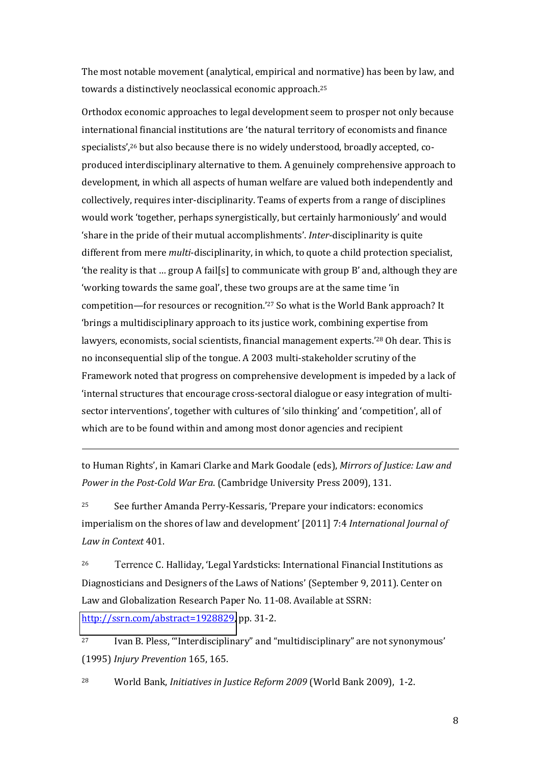The most notable movement (analytical, empirical and normative) has been by law, and towards a distinctively neoclassical economic approach.[25]

Orthodox economic approaches to legal development seem to prosper not only because international financial institutions are 'the natural territory of economists and finance specialists',[26] but also because there is no widely understood, broadly accepted, co-produced interdisciplinary alternative to them. A genuinely comprehensive approach to development, in which all aspects of human welfare are valued both independently and collectively, requires inter-disciplinarity. Teams of experts from a range of disciplines would work 'together, perhaps synergistically, but certainly harmoniously' and would 'share in the pride of their mutual accomplishments'. *Inter*-disciplinarity is quite different from mere *multi*-disciplinarity, in which, to quote a child protection specialist, 'the reality is that … group A fail[s] to communicate with group B' and, although they are 'working towards the same goal', these two groups are at the same time 'in competition—for resources or recognition.'[27] So what is the World Bank approach? It 'brings a multidisciplinary approach to its justice work, combining expertise from lawyers, economists, social scientists, financial management experts.'[28] Oh dear. This is no inconsequential slip of the tongue. A 2003 multi-stakeholder scrutiny of the Framework noted that progress on comprehensive development is impeded by a lack of 'internal structures that encourage cross-sectoral dialogue or easy integration of multi-sector interventions', together with cultures of 'silo thinking' and 'competition', all of which are to be found within and among most donor agencies and recipient

---

to Human Rights', in Kamari Clarke and Mark Goodale (eds), *Mirrors of Justice: Law and Power in the Post-Cold War Era*. (Cambridge University Press 2009), 131.

[25] See further Amanda Perry-Kessaris, 'Prepare your indicators: economics imperialism on the shores of law and development' [2011] 7:4 *International Journal of Law in Context* 401.

[26] Terrence C. Halliday, 'Legal Yardsticks: International Financial Institutions as Diagnosticians and Designers of the Laws of Nations' (September 9, 2011). Center on Law and Globalization Research Paper No. 11-08. Available at SSRN: http://ssrn.com/abstract=1928829, pp. 31-2.

[27] Ivan B. Pless, '"Interdisciplinary" and "multidisciplinary" are not synonymous' (1995) *Injury Prevention* 165, 165.

[28] World Bank, *Initiatives in Justice Reform 2009* (World Bank 2009), 1-2.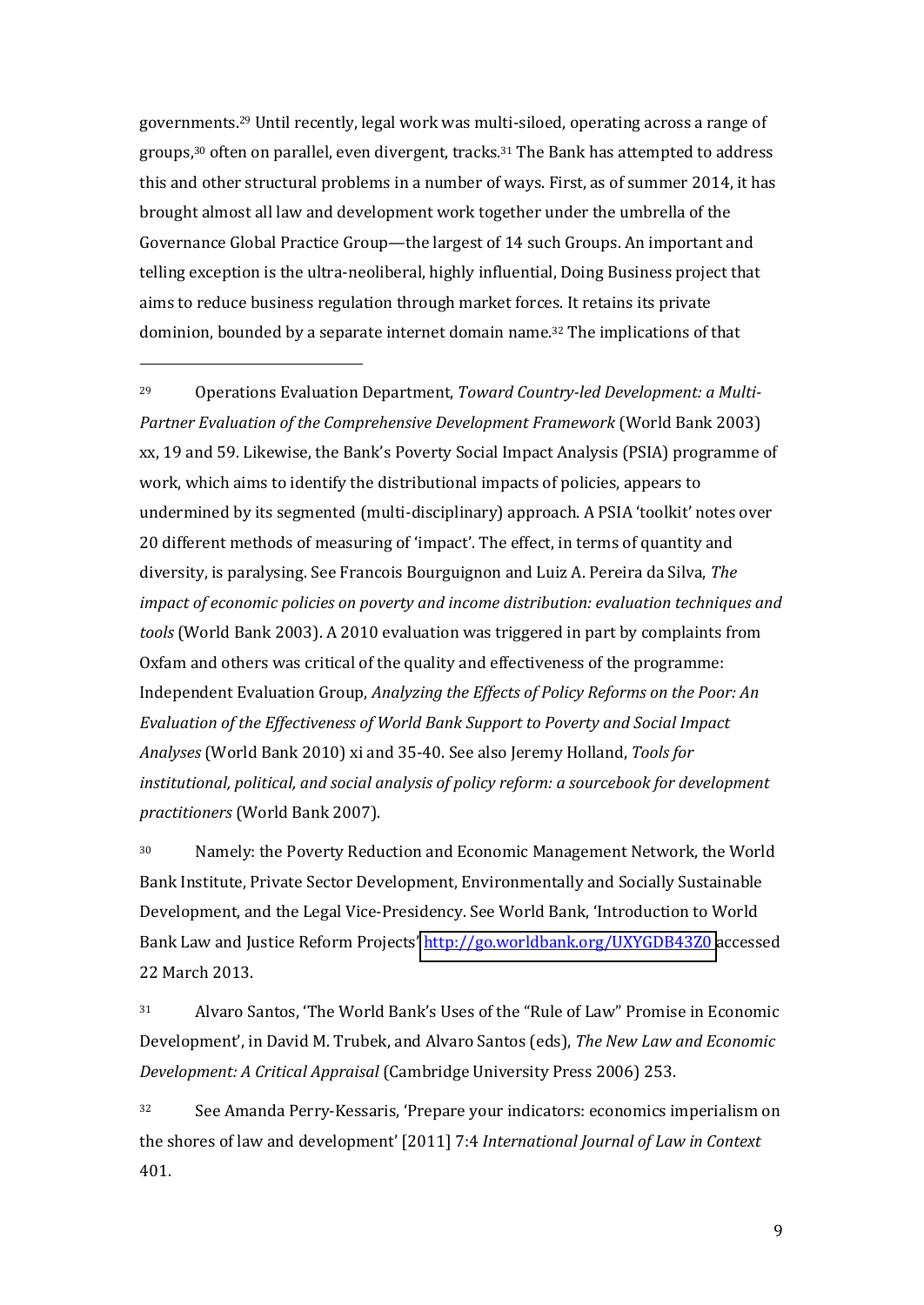governments.[29] Until recently, legal work was multi-siloed, operating across a range of groups,[30] often on parallel, even divergent, tracks.[31] The Bank has attempted to address this and other structural problems in a number of ways. First, as of summer 2014, it has brought almost all law and development work together under the umbrella of the Governance Global Practice Group—the largest of 14 such Groups. An important and telling exception is the ultra-neoliberal, highly influential, Doing Business project that aims to reduce business regulation through market forces. It retains its private dominion, bounded by a separate internet domain name.[32] The implications of that

---

[29] Operations Evaluation Department, *Toward Country-led Development: a Multi-Partner Evaluation of the Comprehensive Development Framework* (World Bank 2003) xx, 19 and 59. Likewise, the Bank's Poverty Social Impact Analysis (PSIA) programme of work, which aims to identify the distributional impacts of policies, appears to undermined by its segmented (multi-disciplinary) approach. A PSIA 'toolkit' notes over 20 different methods of measuring of 'impact'. The effect, in terms of quantity and diversity, is paralysing. See Francois Bourguignon and Luiz A. Pereira da Silva, *The impact of economic policies on poverty and income distribution: evaluation techniques and tools* (World Bank 2003). A 2010 evaluation was triggered in part by complaints from Oxfam and others was critical of the quality and effectiveness of the programme: Independent Evaluation Group, *Analyzing the Effects of Policy Reforms on the Poor: An Evaluation of the Effectiveness of World Bank Support to Poverty and Social Impact Analyses* (World Bank 2010) xi and 35-40. See also Jeremy Holland, *Tools for institutional, political, and social analysis of policy reform: a sourcebook for development practitioners* (World Bank 2007).

[30] Namely: the Poverty Reduction and Economic Management Network, the World Bank Institute, Private Sector Development, Environmentally and Socially Sustainable Development, and the Legal Vice-Presidency. See World Bank, 'Introduction to World Bank Law and Justice Reform Projects' http://go.worldbank.org/UXYGDB43Z0 accessed 22 March 2013.

[31] Alvaro Santos, 'The World Bank's Uses of the "Rule of Law" Promise in Economic Development', in David M. Trubek, and Alvaro Santos (eds), *The New Law and Economic Development: A Critical Appraisal* (Cambridge University Press 2006) 253.

[32] See Amanda Perry-Kessaris, 'Prepare your indicators: economics imperialism on the shores of law and development' [2011] 7:4 *International Journal of Law in Context* 401.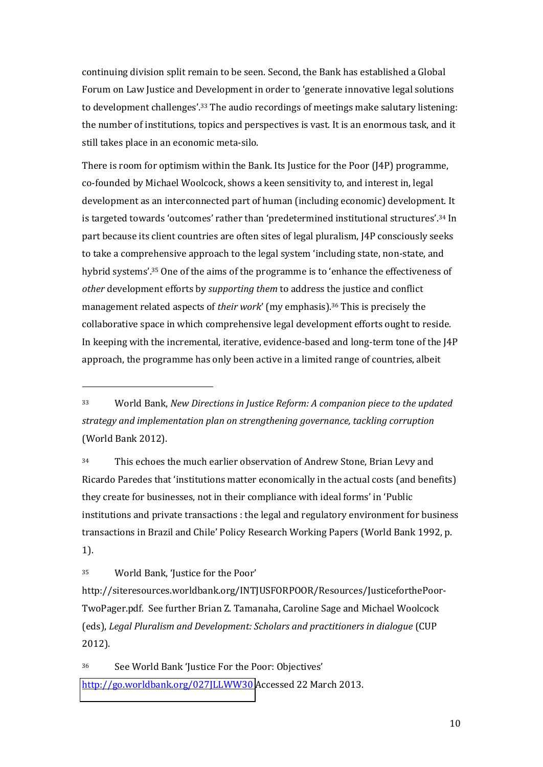continuing division split remain to be seen. Second, the Bank has established a Global Forum on Law Justice and Development in order to 'generate innovative legal solutions to development challenges'.[33] The audio recordings of meetings make salutary listening: the number of institutions, topics and perspectives is vast. It is an enormous task, and it still takes place in an economic meta-silo.

There is room for optimism within the Bank. Its Justice for the Poor (J4P) programme, co-founded by Michael Woolcock, shows a keen sensitivity to, and interest in, legal development as an interconnected part of human (including economic) development. It is targeted towards 'outcomes' rather than 'predetermined institutional structures'.[34] In part because its client countries are often sites of legal pluralism, J4P consciously seeks to take a comprehensive approach to the legal system 'including state, non-state, and hybrid systems'.[35] One of the aims of the programme is to 'enhance the effectiveness of *other* development efforts by *supporting them* to address the justice and conflict management related aspects of *their work*' (my emphasis).[36] This is precisely the collaborative space in which comprehensive legal development efforts ought to reside. In keeping with the incremental, iterative, evidence-based and long-term tone of the J4P approach, the programme has only been active in a limited range of countries, albeit

---

[33] World Bank, *New Directions in Justice Reform: A companion piece to the updated strategy and implementation plan on strengthening governance, tackling corruption* (World Bank 2012).

[34] This echoes the much earlier observation of Andrew Stone, Brian Levy and Ricardo Paredes that 'institutions matter economically in the actual costs (and benefits) they create for businesses, not in their compliance with ideal forms' in 'Public institutions and private transactions : the legal and regulatory environment for business transactions in Brazil and Chile' Policy Research Working Papers (World Bank 1992, p. 1).

[35] World Bank, 'Justice for the Poor' http://siteresources.worldbank.org/INTJUSFORPOOR/Resources/JusticeforthePoor-TwoPager.pdf. See further Brian Z. Tamanaha, Caroline Sage and Michael Woolcock (eds), *Legal Pluralism and Development: Scholars and practitioners in dialogue* (CUP 2012).

[36] See World Bank 'Justice For the Poor: Objectives' http://go.worldbank.org/027JLLWW30 Accessed 22 March 2013.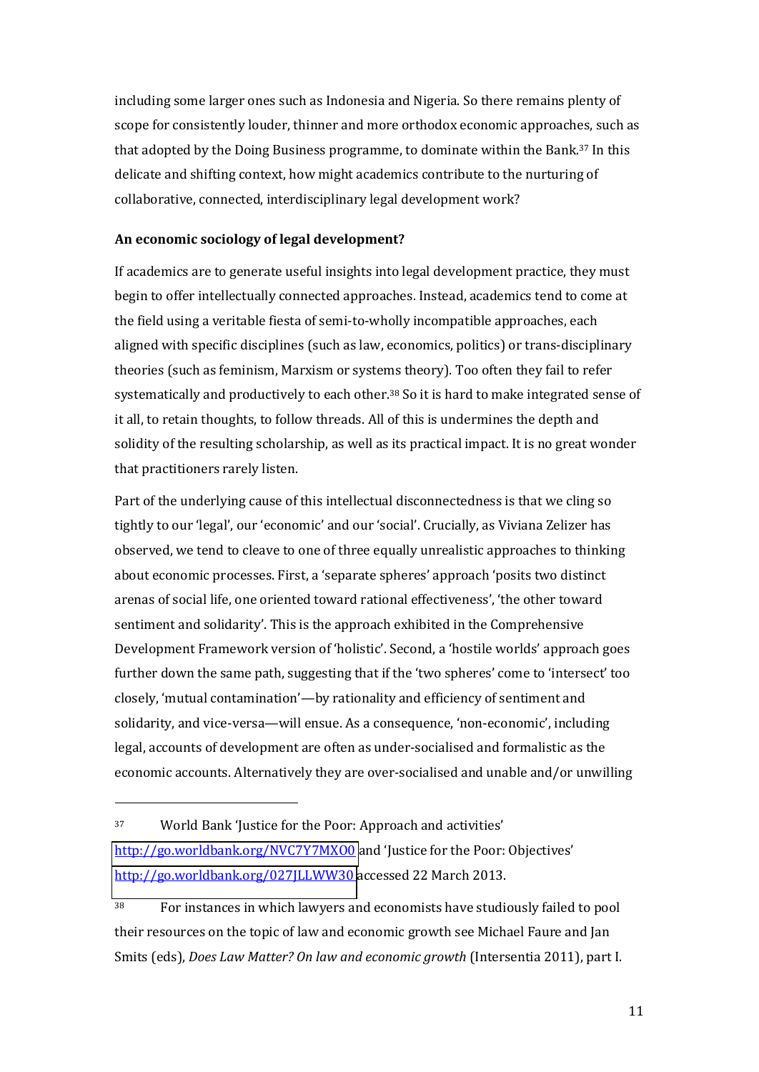including some larger ones such as Indonesia and Nigeria. So there remains plenty of scope for consistently louder, thinner and more orthodox economic approaches, such as that adopted by the Doing Business programme, to dominate within the Bank.[37] In this delicate and shifting context, how might academics contribute to the nurturing of collaborative, connected, interdisciplinary legal development work?

**An economic sociology of legal development?**

If academics are to generate useful insights into legal development practice, they must begin to offer intellectually connected approaches. Instead, academics tend to come at the field using a veritable fiesta of semi-to-wholly incompatible approaches, each aligned with specific disciplines (such as law, economics, politics) or trans-disciplinary theories (such as feminism, Marxism or systems theory). Too often they fail to refer systematically and productively to each other.[38] So it is hard to make integrated sense of it all, to retain thoughts, to follow threads. All of this is undermines the depth and solidity of the resulting scholarship, as well as its practical impact. It is no great wonder that practitioners rarely listen.

Part of the underlying cause of this intellectual disconnectedness is that we cling so tightly to our 'legal', our 'economic' and our 'social'. Crucially, as Viviana Zelizer has observed, we tend to cleave to one of three equally unrealistic approaches to thinking about economic processes. First, a 'separate spheres' approach 'posits two distinct arenas of social life, one oriented toward rational effectiveness', 'the other toward sentiment and solidarity'. This is the approach exhibited in the Comprehensive Development Framework version of 'holistic'. Second, a 'hostile worlds' approach goes further down the same path, suggesting that if the 'two spheres' come to 'intersect' too closely, 'mutual contamination'—by rationality and efficiency of sentiment and solidarity, and vice-versa—will ensue. As a consequence, 'non-economic', including legal, accounts of development are often as under-socialised and formalistic as the economic accounts. Alternatively they are over-socialised and unable and/or unwilling

---

[37] World Bank 'Justice for the Poor: Approach and activities' http://go.worldbank.org/NVC7Y7MXO0 and 'Justice for the Poor: Objectives' http://go.worldbank.org/027JLLWW30 accessed 22 March 2013.

[38] For instances in which lawyers and economists have studiously failed to pool their resources on the topic of law and economic growth see Michael Faure and Jan Smits (eds), *Does Law Matter? On law and economic growth* (Intersentia 2011), part I.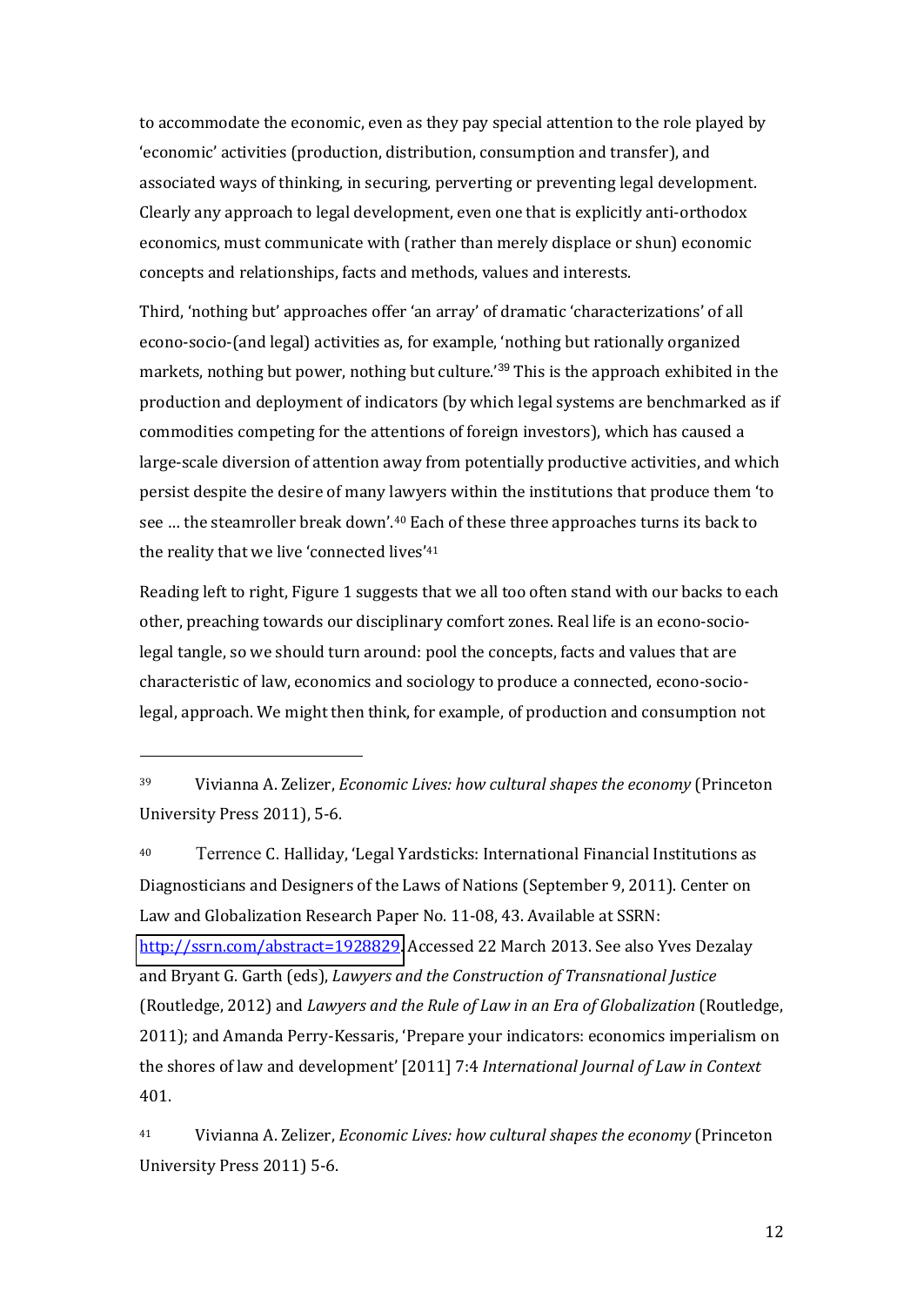to accommodate the economic, even as they pay special attention to the role played by 'economic' activities (production, distribution, consumption and transfer), and associated ways of thinking, in securing, perverting or preventing legal development. Clearly any approach to legal development, even one that is explicitly anti-orthodox economics, must communicate with (rather than merely displace or shun) economic concepts and relationships, facts and methods, values and interests.

Third, 'nothing but' approaches offer 'an array' of dramatic 'characterizations' of all econo-socio-(and legal) activities as, for example, 'nothing but rationally organized markets, nothing but power, nothing but culture.'[39] This is the approach exhibited in the production and deployment of indicators (by which legal systems are benchmarked as if commodities competing for the attentions of foreign investors), which has caused a large-scale diversion of attention away from potentially productive activities, and which persist despite the desire of many lawyers within the institutions that produce them 'to see … the steamroller break down'.[40] Each of these three approaches turns its back to the reality that we live 'connected lives'[41]

Reading left to right, Figure 1 suggests that we all too often stand with our backs to each other, preaching towards our disciplinary comfort zones. Real life is an econo-socio-legal tangle, so we should turn around: pool the concepts, facts and values that are characteristic of law, economics and sociology to produce a connected, econo-socio-legal, approach. We might then think, for example, of production and consumption not

---

[39] Vivianna A. Zelizer, *Economic Lives: how cultural shapes the economy* (Princeton University Press 2011), 5-6.

[40] Terrence C. Halliday, 'Legal Yardsticks: International Financial Institutions as Diagnosticians and Designers of the Laws of Nations (September 9, 2011). Center on Law and Globalization Research Paper No. 11-08, 43. Available at SSRN: http://ssrn.com/abstract=1928829. Accessed 22 March 2013. See also Yves Dezalay and Bryant G. Garth (eds), *Lawyers and the Construction of Transnational Justice* (Routledge, 2012) and *Lawyers and the Rule of Law in an Era of Globalization* (Routledge, 2011); and Amanda Perry-Kessaris, 'Prepare your indicators: economics imperialism on the shores of law and development' [2011] 7:4 *International Journal of Law in Context* 401.

[41] Vivianna A. Zelizer, *Economic Lives: how cultural shapes the economy* (Princeton University Press 2011) 5-6.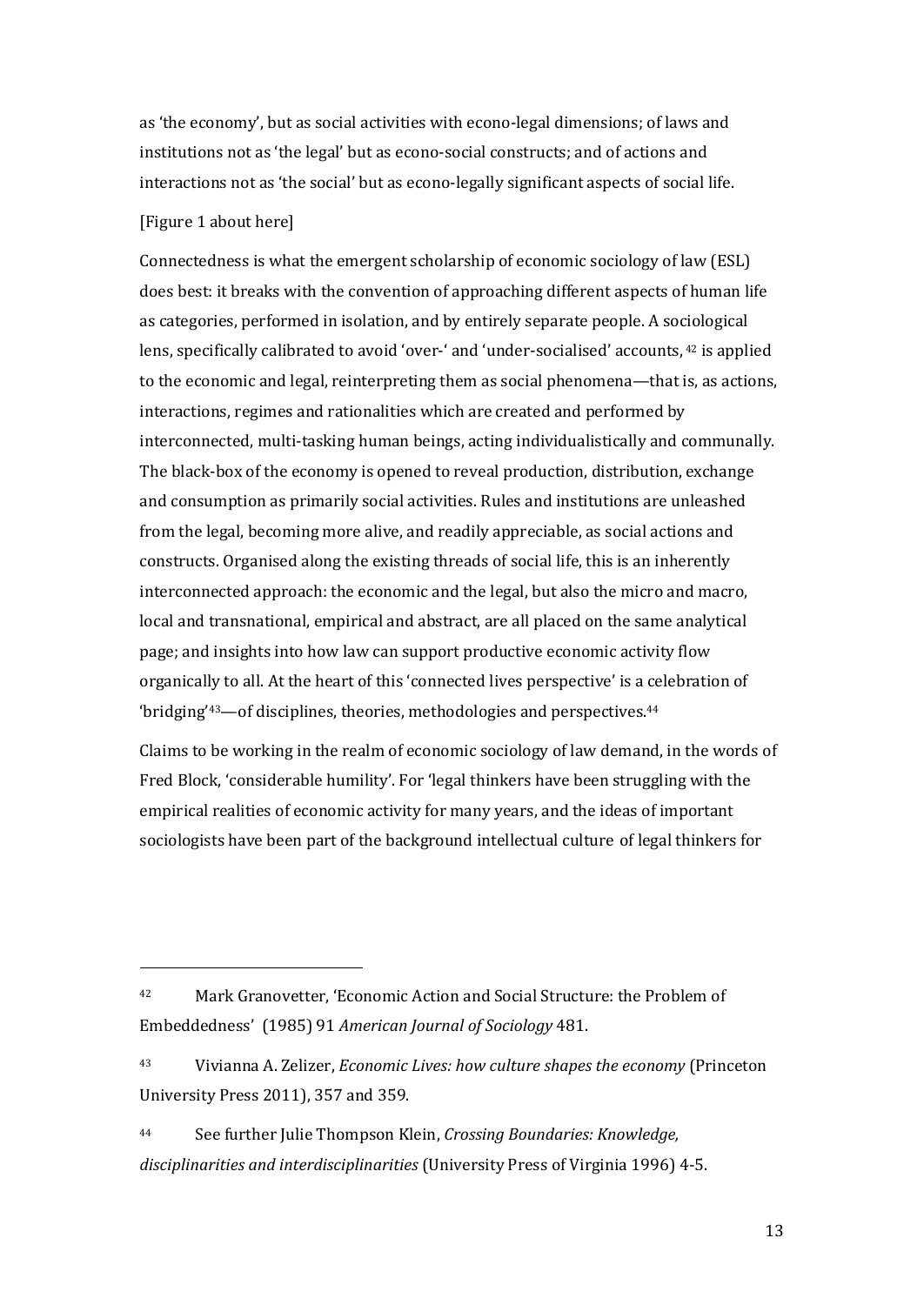as 'the economy', but as social activities with econo-legal dimensions; of laws and institutions not as 'the legal' but as econo-social constructs; and of actions and interactions not as 'the social' but as econo-legally significant aspects of social life.

[Figure 1 about here]

Connectedness is what the emergent scholarship of economic sociology of law (ESL) does best: it breaks with the convention of approaching different aspects of human life as categories, performed in isolation, and by entirely separate people. A sociological lens, specifically calibrated to avoid 'over-' and 'under-socialised' accounts,[42] is applied to the economic and legal, reinterpreting them as social phenomena—that is, as actions, interactions, regimes and rationalities which are created and performed by interconnected, multi-tasking human beings, acting individualistically and communally. The black-box of the economy is opened to reveal production, distribution, exchange and consumption as primarily social activities. Rules and institutions are unleashed from the legal, becoming more alive, and readily appreciable, as social actions and constructs. Organised along the existing threads of social life, this is an inherently interconnected approach: the economic and the legal, but also the micro and macro, local and transnational, empirical and abstract, are all placed on the same analytical page; and insights into how law can support productive economic activity flow organically to all. At the heart of this 'connected lives perspective' is a celebration of 'bridging'[43]—of disciplines, theories, methodologies and perspectives.[44]

Claims to be working in the realm of economic sociology of law demand, in the words of Fred Block, 'considerable humility'. For 'legal thinkers have been struggling with the empirical realities of economic activity for many years, and the ideas of important sociologists have been part of the background intellectual culture of legal thinkers for

---

[42] Mark Granovetter, 'Economic Action and Social Structure: the Problem of Embeddedness' (1985) 91 *American Journal of Sociology* 481.

[43] Vivianna A. Zelizer, *Economic Lives: how culture shapes the economy* (Princeton University Press 2011), 357 and 359.

[44] See further Julie Thompson Klein, *Crossing Boundaries: Knowledge, disciplinarities and interdisciplinarities* (University Press of Virginia 1996) 4-5.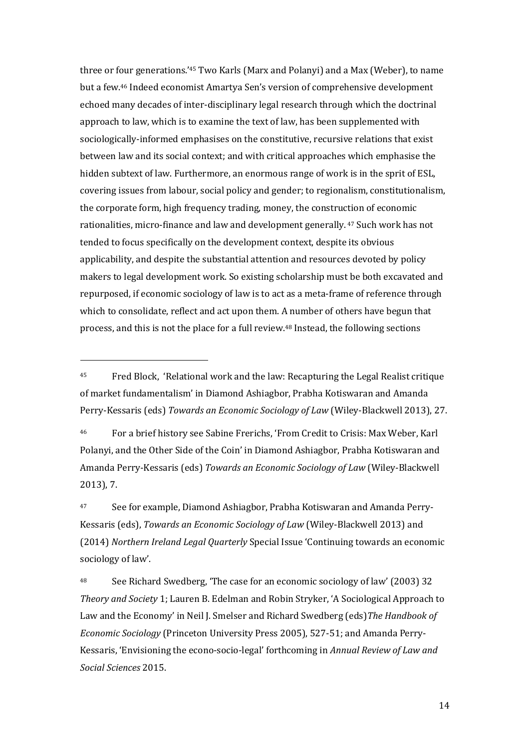three or four generations.'[45] Two Karls (Marx and Polanyi) and a Max (Weber), to name but a few.[46] Indeed economist Amartya Sen's version of comprehensive development echoed many decades of inter-disciplinary legal research through which the doctrinal approach to law, which is to examine the text of law, has been supplemented with sociologically-informed emphasises on the constitutive, recursive relations that exist between law and its social context; and with critical approaches which emphasise the hidden subtext of law. Furthermore, an enormous range of work is in the sprit of ESL, covering issues from labour, social policy and gender; to regionalism, constitutionalism, the corporate form, high frequency trading, money, the construction of economic rationalities, micro-finance and law and development generally.[47] Such work has not tended to focus specifically on the development context, despite its obvious applicability, and despite the substantial attention and resources devoted by policy makers to legal development work. So existing scholarship must be both excavated and repurposed, if economic sociology of law is to act as a meta-frame of reference through which to consolidate, reflect and act upon them. A number of others have begun that process, and this is not the place for a full review.[48] Instead, the following sections

---

[45] Fred Block, 'Relational work and the law: Recapturing the Legal Realist critique of market fundamentalism' in Diamond Ashiagbor, Prabha Kotiswaran and Amanda Perry-Kessaris (eds) *Towards an Economic Sociology of Law* (Wiley-Blackwell 2013), 27.

[46] For a brief history see Sabine Frerichs, 'From Credit to Crisis: Max Weber, Karl Polanyi, and the Other Side of the Coin' in Diamond Ashiagbor, Prabha Kotiswaran and Amanda Perry-Kessaris (eds) *Towards an Economic Sociology of Law* (Wiley-Blackwell 2013), 7.

[47] See for example, Diamond Ashiagbor, Prabha Kotiswaran and Amanda Perry-Kessaris (eds), *Towards an Economic Sociology of Law* (Wiley-Blackwell 2013) and (2014) *Northern Ireland Legal Quarterly* Special Issue 'Continuing towards an economic sociology of law'.

[48] See Richard Swedberg, 'The case for an economic sociology of law' (2003) 32 *Theory and Society* 1; Lauren B. Edelman and Robin Stryker, 'A Sociological Approach to Law and the Economy' in Neil J. Smelser and Richard Swedberg (eds) *The Handbook of Economic Sociology* (Princeton University Press 2005), 527-51; and Amanda Perry-Kessaris, 'Envisioning the econo-socio-legal' forthcoming in *Annual Review of Law and Social Sciences* 2015.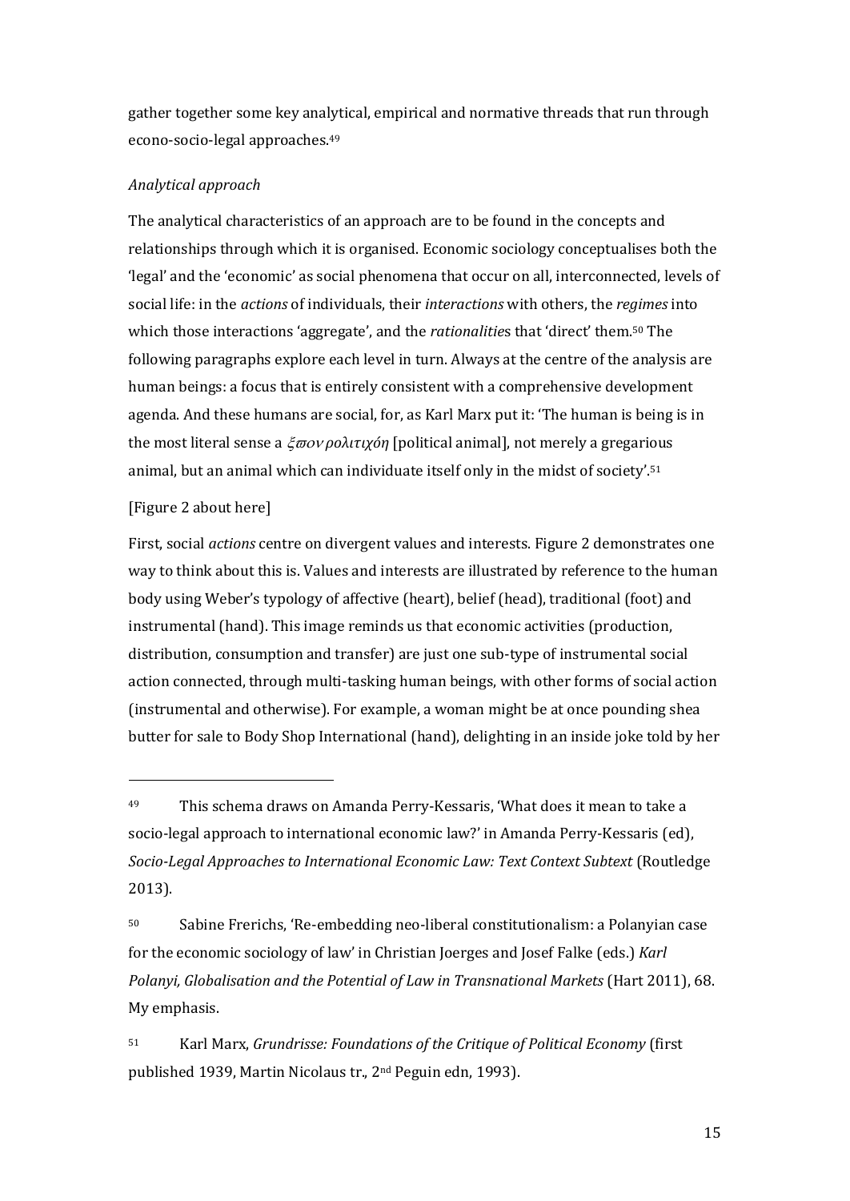gather together some key analytical, empirical and normative threads that run through econo-socio-legal approaches.[49]

*Analytical approach*

The analytical characteristics of an approach are to be found in the concepts and relationships through which it is organised. Economic sociology conceptualises both the 'legal' and the 'economic' as social phenomena that occur on all, interconnected, levels of social life: in the *actions* of individuals, their *interactions* with others, the *regimes* into which those interactions 'aggregate', and the *rationalitie*s that 'direct' them.[50] The following paragraphs explore each level in turn. Always at the centre of the analysis are human beings: a focus that is entirely consistent with a comprehensive development agenda. And these humans are social, for, as Karl Marx put it: 'The human is being is in the most literal sense a *ξϖον ρολιτιχόη* [political animal], not merely a gregarious animal, but an animal which can individuate itself only in the midst of society'.[51]

[Figure 2 about here]

First, social *actions* centre on divergent values and interests. Figure 2 demonstrates one way to think about this is. Values and interests are illustrated by reference to the human body using Weber's typology of affective (heart), belief (head), traditional (foot) and instrumental (hand). This image reminds us that economic activities (production, distribution, consumption and transfer) are just one sub-type of instrumental social action connected, through multi-tasking human beings, with other forms of social action (instrumental and otherwise). For example, a woman might be at once pounding shea butter for sale to Body Shop International (hand), delighting in an inside joke told by her

---

[49] This schema draws on Amanda Perry-Kessaris, 'What does it mean to take a socio-legal approach to international economic law?' in Amanda Perry-Kessaris (ed), *Socio-Legal Approaches to International Economic Law: Text Context Subtext* (Routledge 2013).

[50] Sabine Frerichs, 'Re-embedding neo-liberal constitutionalism: a Polanyian case for the economic sociology of law' in Christian Joerges and Josef Falke (eds.) *Karl Polanyi, Globalisation and the Potential of Law in Transnational Markets* (Hart 2011), 68. My emphasis.

[51] Karl Marx, *Grundrisse: Foundations of the Critique of Political Economy* (first published 1939, Martin Nicolaus tr., 2nd Peguin edn, 1993).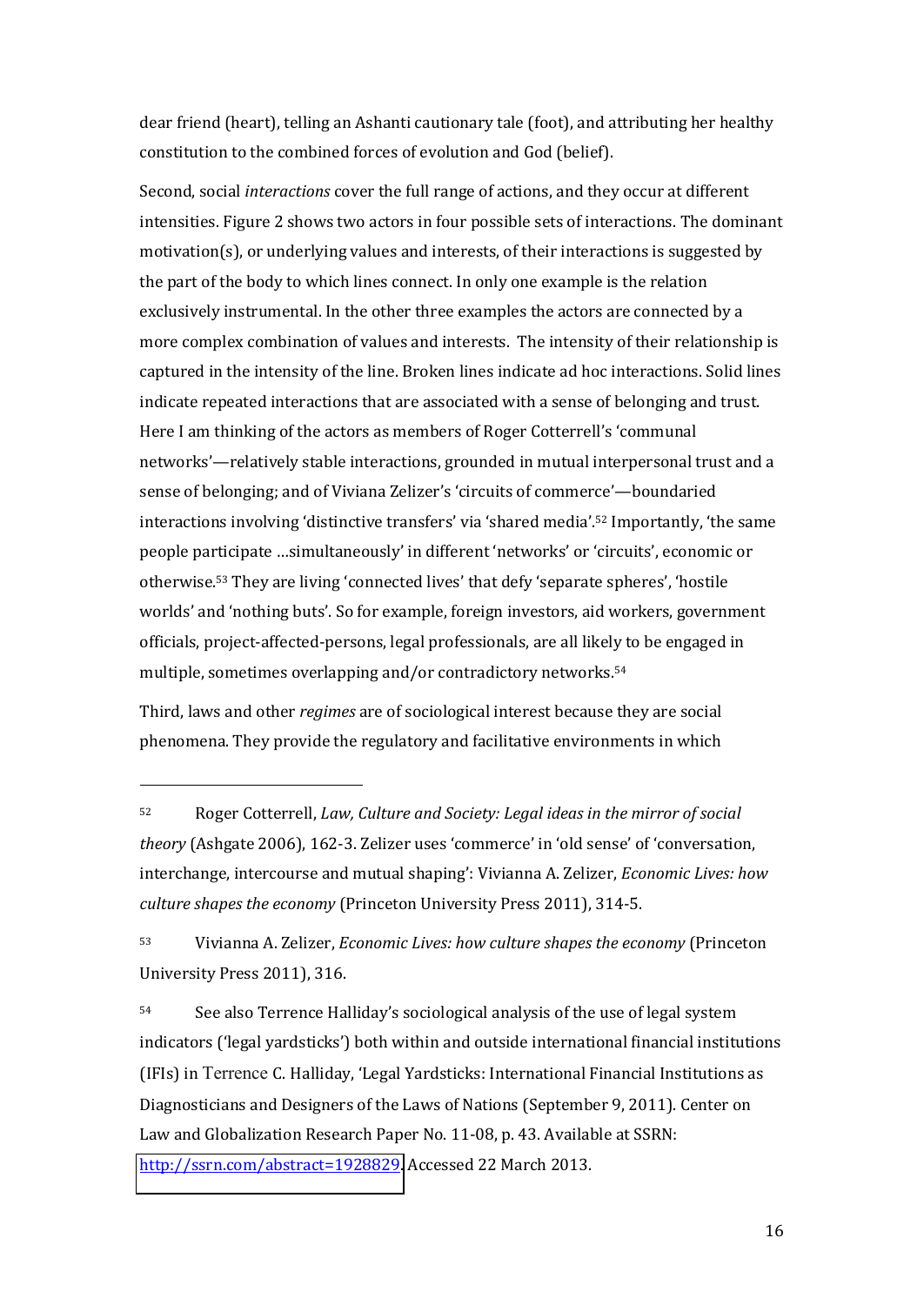dear friend (heart), telling an Ashanti cautionary tale (foot), and attributing her healthy constitution to the combined forces of evolution and God (belief).

Second, social *interactions* cover the full range of actions, and they occur at different intensities. Figure 2 shows two actors in four possible sets of interactions. The dominant motivation(s), or underlying values and interests, of their interactions is suggested by the part of the body to which lines connect. In only one example is the relation exclusively instrumental. In the other three examples the actors are connected by a more complex combination of values and interests. The intensity of their relationship is captured in the intensity of the line. Broken lines indicate ad hoc interactions. Solid lines indicate repeated interactions that are associated with a sense of belonging and trust. Here I am thinking of the actors as members of Roger Cotterrell's 'communal networks'—relatively stable interactions, grounded in mutual interpersonal trust and a sense of belonging; and of Viviana Zelizer's 'circuits of commerce'—boundaried interactions involving 'distinctive transfers' via 'shared media'.[52] Importantly, 'the same people participate …simultaneously' in different 'networks' or 'circuits', economic or otherwise.[53] They are living 'connected lives' that defy 'separate spheres', 'hostile worlds' and 'nothing buts'. So for example, foreign investors, aid workers, government officials, project-affected-persons, legal professionals, are all likely to be engaged in multiple, sometimes overlapping and/or contradictory networks.[54]

Third, laws and other *regimes* are of sociological interest because they are social phenomena. They provide the regulatory and facilitative environments in which

---

[52] Roger Cotterrell, *Law, Culture and Society: Legal ideas in the mirror of social theory* (Ashgate 2006), 162-3. Zelizer uses 'commerce' in 'old sense' of 'conversation, interchange, intercourse and mutual shaping': Vivianna A. Zelizer, *Economic Lives: how culture shapes the economy* (Princeton University Press 2011), 314-5.

[53] Vivianna A. Zelizer, *Economic Lives: how culture shapes the economy* (Princeton University Press 2011), 316.

[54] See also Terrence Halliday's sociological analysis of the use of legal system indicators ('legal yardsticks') both within and outside international financial institutions (IFIs) in Terrence C. Halliday, 'Legal Yardsticks: International Financial Institutions as Diagnosticians and Designers of the Laws of Nations (September 9, 2011). Center on Law and Globalization Research Paper No. 11-08, p. 43. Available at SSRN: http://ssrn.com/abstract=1928829. Accessed 22 March 2013.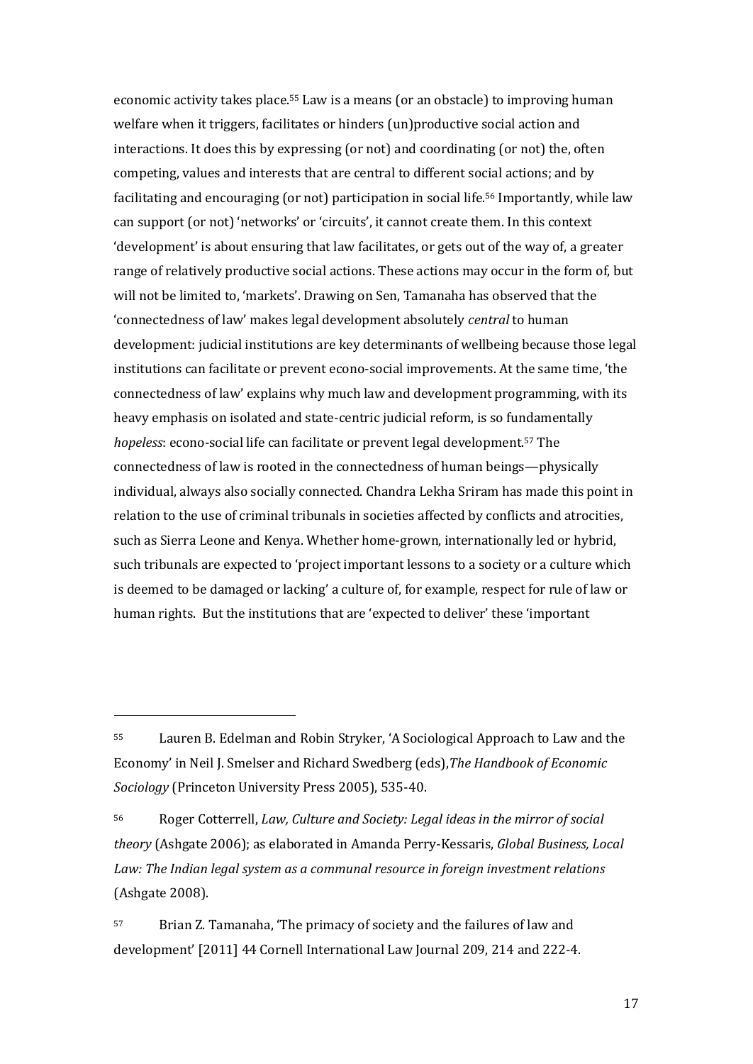economic activity takes place.[55] Law is a means (or an obstacle) to improving human welfare when it triggers, facilitates or hinders (un)productive social action and interactions. It does this by expressing (or not) and coordinating (or not) the, often competing, values and interests that are central to different social actions; and by facilitating and encouraging (or not) participation in social life.[56] Importantly, while law can support (or not) 'networks' or 'circuits', it cannot create them. In this context 'development' is about ensuring that law facilitates, or gets out of the way of, a greater range of relatively productive social actions. These actions may occur in the form of, but will not be limited to, 'markets'. Drawing on Sen, Tamanaha has observed that the 'connectedness of law' makes legal development absolutely *central* to human development: judicial institutions are key determinants of wellbeing because those legal institutions can facilitate or prevent econo-social improvements. At the same time, 'the connectedness of law' explains why much law and development programming, with its heavy emphasis on isolated and state-centric judicial reform, is so fundamentally *hopeless*: econo-social life can facilitate or prevent legal development.[57] The connectedness of law is rooted in the connectedness of human beings—physically individual, always also socially connected. Chandra Lekha Sriram has made this point in relation to the use of criminal tribunals in societies affected by conflicts and atrocities, such as Sierra Leone and Kenya. Whether home-grown, internationally led or hybrid, such tribunals are expected to 'project important lessons to a society or a culture which is deemed to be damaged or lacking' a culture of, for example, respect for rule of law or human rights. But the institutions that are 'expected to deliver' these 'important

---

[55] Lauren B. Edelman and Robin Stryker, 'A Sociological Approach to Law and the Economy' in Neil J. Smelser and Richard Swedberg (eds),*The Handbook of Economic Sociology* (Princeton University Press 2005), 535-40.

[56] Roger Cotterrell, *Law, Culture and Society: Legal ideas in the mirror of social theory* (Ashgate 2006); as elaborated in Amanda Perry-Kessaris, *Global Business, Local Law: The Indian legal system as a communal resource in foreign investment relations* (Ashgate 2008).

[57] Brian Z. Tamanaha, 'The primacy of society and the failures of law and development' [2011] 44 Cornell International Law Journal 209, 214 and 222-4.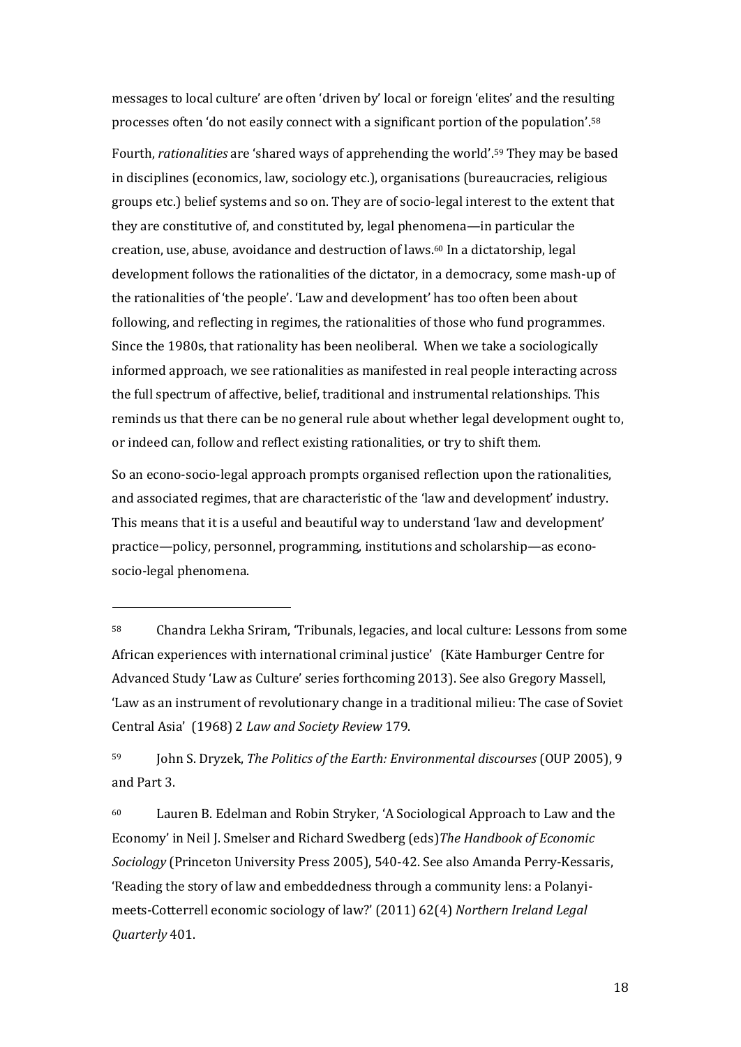messages to local culture' are often 'driven by' local or foreign 'elites' and the resulting processes often 'do not easily connect with a significant portion of the population'.[58]

Fourth, *rationalities* are 'shared ways of apprehending the world'.[59] They may be based in disciplines (economics, law, sociology etc.), organisations (bureaucracies, religious groups etc.) belief systems and so on. They are of socio-legal interest to the extent that they are constitutive of, and constituted by, legal phenomena—in particular the creation, use, abuse, avoidance and destruction of laws.[60] In a dictatorship, legal development follows the rationalities of the dictator, in a democracy, some mash-up of the rationalities of 'the people'. 'Law and development' has too often been about following, and reflecting in regimes, the rationalities of those who fund programmes. Since the 1980s, that rationality has been neoliberal. When we take a sociologically informed approach, we see rationalities as manifested in real people interacting across the full spectrum of affective, belief, traditional and instrumental relationships. This reminds us that there can be no general rule about whether legal development ought to, or indeed can, follow and reflect existing rationalities, or try to shift them.

So an econo-socio-legal approach prompts organised reflection upon the rationalities, and associated regimes, that are characteristic of the 'law and development' industry. This means that it is a useful and beautiful way to understand 'law and development' practice—policy, personnel, programming, institutions and scholarship—as econo-socio-legal phenomena.

---

[58] Chandra Lekha Sriram, 'Tribunals, legacies, and local culture: Lessons from some African experiences with international criminal justice' (Käte Hamburger Centre for Advanced Study 'Law as Culture' series forthcoming 2013). See also Gregory Massell, 'Law as an instrument of revolutionary change in a traditional milieu: The case of Soviet Central Asia' (1968) 2 *Law and Society Review* 179.

[59] John S. Dryzek, *The Politics of the Earth: Environmental discourses* (OUP 2005), 9 and Part 3.

[60] Lauren B. Edelman and Robin Stryker, 'A Sociological Approach to Law and the Economy' in Neil J. Smelser and Richard Swedberg (eds) *The Handbook of Economic Sociology* (Princeton University Press 2005), 540-42. See also Amanda Perry-Kessaris, 'Reading the story of law and embeddedness through a community lens: a Polanyi-meets-Cotterrell economic sociology of law?' (2011) 62(4) *Northern Ireland Legal Quarterly* 401.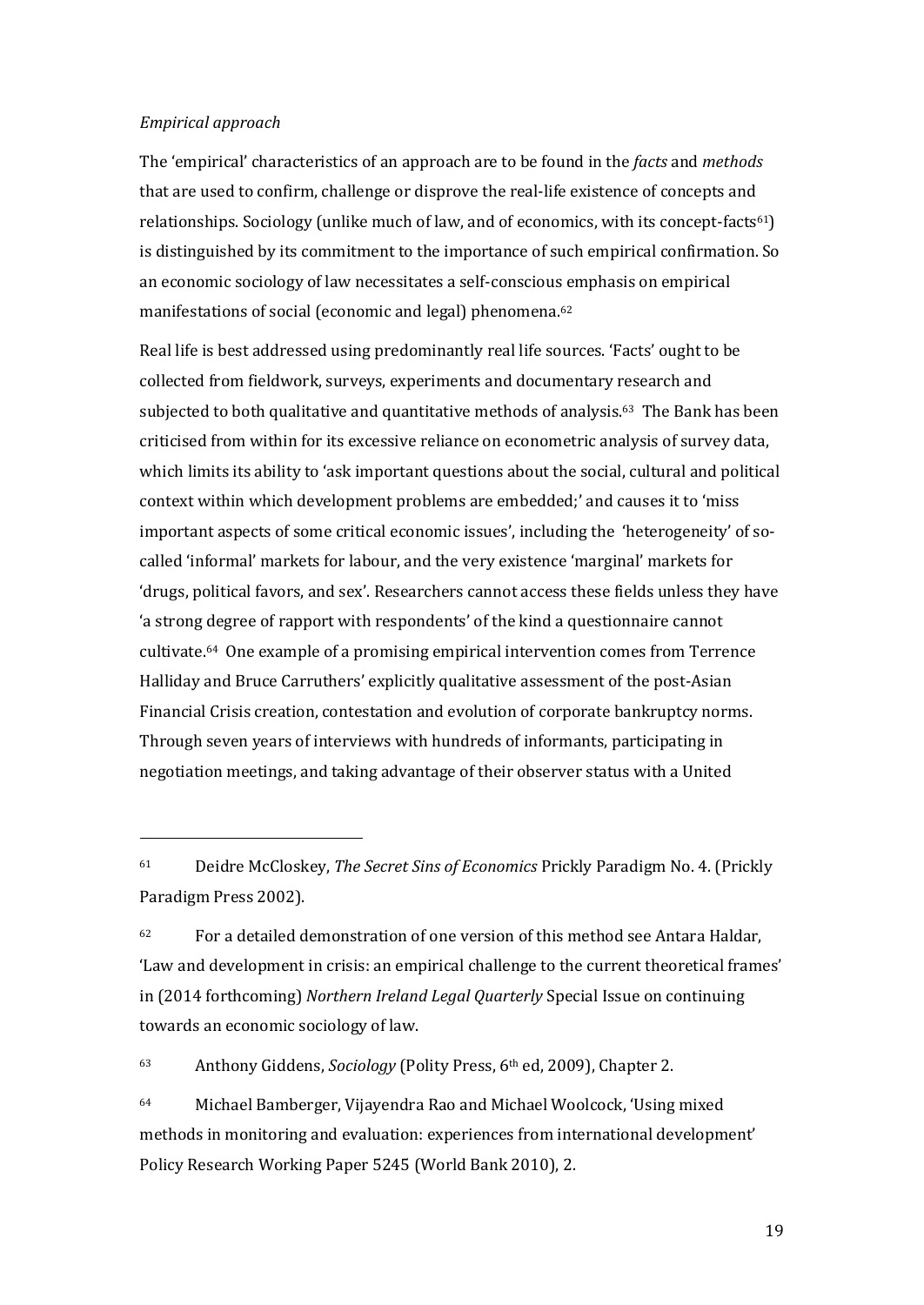*Empirical approach*

The 'empirical' characteristics of an approach are to be found in the *facts* and *methods* that are used to confirm, challenge or disprove the real-life existence of concepts and relationships. Sociology (unlike much of law, and of economics, with its concept-facts[61]) is distinguished by its commitment to the importance of such empirical confirmation. So an economic sociology of law necessitates a self-conscious emphasis on empirical manifestations of social (economic and legal) phenomena.[62]

Real life is best addressed using predominantly real life sources. 'Facts' ought to be collected from fieldwork, surveys, experiments and documentary research and subjected to both qualitative and quantitative methods of analysis.[63] The Bank has been criticised from within for its excessive reliance on econometric analysis of survey data, which limits its ability to 'ask important questions about the social, cultural and political context within which development problems are embedded;' and causes it to 'miss important aspects of some critical economic issues', including the 'heterogeneity' of so-called 'informal' markets for labour, and the very existence 'marginal' markets for 'drugs, political favors, and sex'. Researchers cannot access these fields unless they have 'a strong degree of rapport with respondents' of the kind a questionnaire cannot cultivate.[64] One example of a promising empirical intervention comes from Terrence Halliday and Bruce Carruthers' explicitly qualitative assessment of the post-Asian Financial Crisis creation, contestation and evolution of corporate bankruptcy norms. Through seven years of interviews with hundreds of informants, participating in negotiation meetings, and taking advantage of their observer status with a United

---

[61] Deidre McCloskey, *The Secret Sins of Economics* Prickly Paradigm No. 4. (Prickly Paradigm Press 2002).

[62] For a detailed demonstration of one version of this method see Antara Haldar, 'Law and development in crisis: an empirical challenge to the current theoretical frames' in (2014 forthcoming) *Northern Ireland Legal Quarterly* Special Issue on continuing towards an economic sociology of law.

[63] Anthony Giddens, *Sociology* (Polity Press, 6th ed, 2009), Chapter 2.

[64] Michael Bamberger, Vijayendra Rao and Michael Woolcock, 'Using mixed methods in monitoring and evaluation: experiences from international development' Policy Research Working Paper 5245 (World Bank 2010), 2.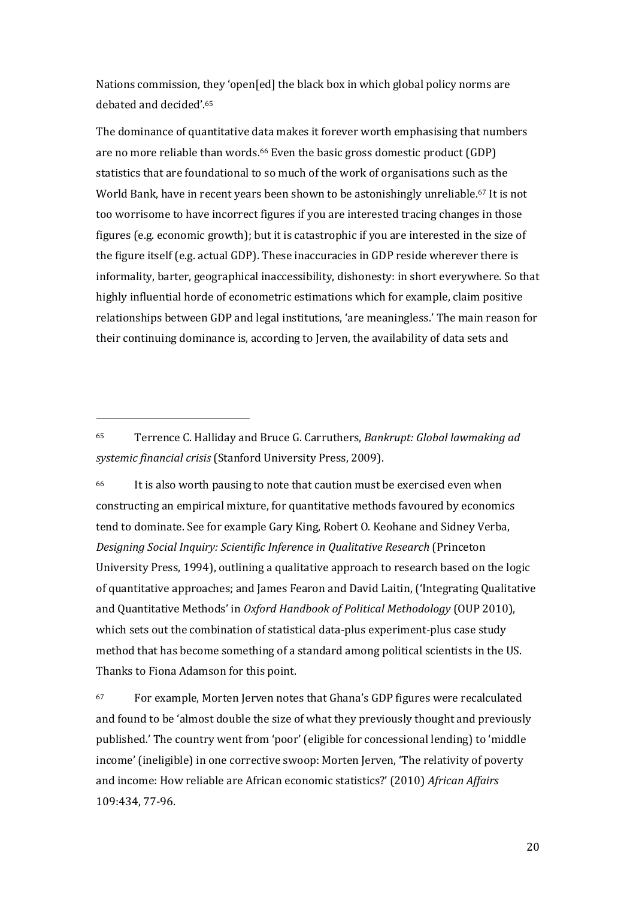Nations commission, they 'open[ed] the black box in which global policy norms are debated and decided'.[65]

The dominance of quantitative data makes it forever worth emphasising that numbers are no more reliable than words.[66] Even the basic gross domestic product (GDP) statistics that are foundational to so much of the work of organisations such as the World Bank, have in recent years been shown to be astonishingly unreliable.[67] It is not too worrisome to have incorrect figures if you are interested tracing changes in those figures (e.g. economic growth); but it is catastrophic if you are interested in the size of the figure itself (e.g. actual GDP). These inaccuracies in GDP reside wherever there is informality, barter, geographical inaccessibility, dishonesty: in short everywhere. So that highly influential horde of econometric estimations which for example, claim positive relationships between GDP and legal institutions, 'are meaningless.' The main reason for their continuing dominance is, according to Jerven, the availability of data sets and

---

[65] Terrence C. Halliday and Bruce G. Carruthers, *Bankrupt: Global lawmaking ad systemic financial crisis* (Stanford University Press, 2009).

[66] It is also worth pausing to note that caution must be exercised even when constructing an empirical mixture, for quantitative methods favoured by economics tend to dominate. See for example Gary King, Robert O. Keohane and Sidney Verba, *Designing Social Inquiry: Scientific Inference in Qualitative Research* (Princeton University Press, 1994), outlining a qualitative approach to research based on the logic of quantitative approaches; and James Fearon and David Laitin, ('Integrating Qualitative and Quantitative Methods' in *Oxford Handbook of Political Methodology* (OUP 2010), which sets out the combination of statistical data-plus experiment-plus case study method that has become something of a standard among political scientists in the US. Thanks to Fiona Adamson for this point.

[67] For example, Morten Jerven notes that Ghana's GDP figures were recalculated and found to be 'almost double the size of what they previously thought and previously published.' The country went from 'poor' (eligible for concessional lending) to 'middle income' (ineligible) in one corrective swoop: Morten Jerven, 'The relativity of poverty and income: How reliable are African economic statistics?' (2010) *African Affairs* 109:434, 77-96.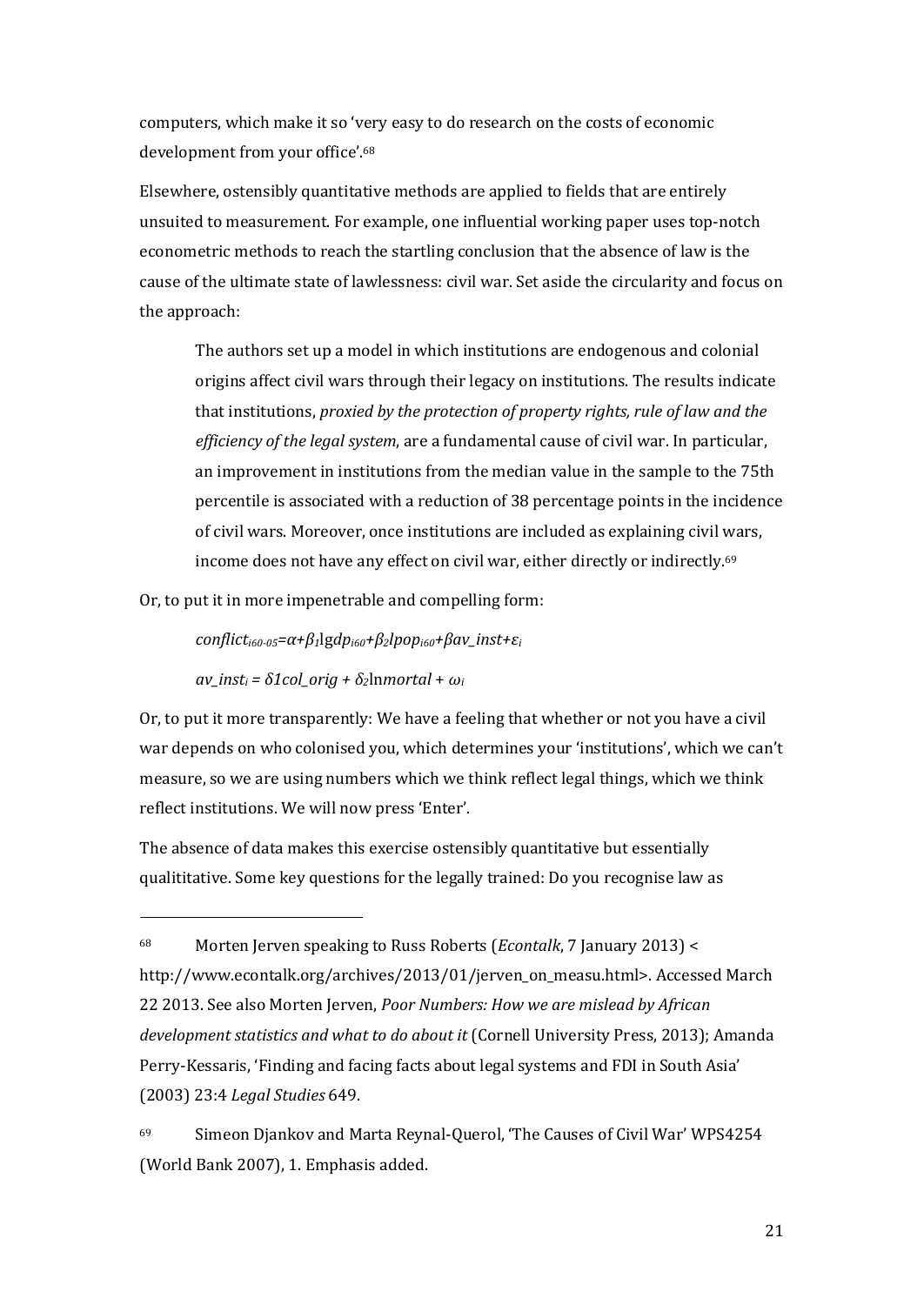computers, which make it so 'very easy to do research on the costs of economic development from your office'.[68]

Elsewhere, ostensibly quantitative methods are applied to fields that are entirely unsuited to measurement. For example, one influential working paper uses top-notch econometric methods to reach the startling conclusion that the absence of law is the cause of the ultimate state of lawlessness: civil war. Set aside the circularity and focus on the approach:

> The authors set up a model in which institutions are endogenous and colonial origins affect civil wars through their legacy on institutions. The results indicate that institutions, *proxied by the protection of property rights, rule of law and the efficiency of the legal system*, are a fundamental cause of civil war. In particular, an improvement in institutions from the median value in the sample to the 75th percentile is associated with a reduction of 38 percentage points in the incidence of civil wars. Moreover, once institutions are included as explaining civil wars, income does not have any effect on civil war, either directly or indirectly.[69]

Or, to put it in more impenetrable and compelling form:

$$conflict_{i60\text{-}05}=\alpha+\beta_1 \text{lg}dp_{i60}+\beta_2 lpop_{i60}+\beta av\_inst+\varepsilon_i$$

$$av\_inst_i = \delta 1col\_orig + \delta_2 \ln mortal + \omega_i$$

Or, to put it more transparently: We have a feeling that whether or not you have a civil war depends on who colonised you, which determines your 'institutions', which we can't measure, so we are using numbers which we think reflect legal things, which we think reflect institutions. We will now press 'Enter'.

The absence of data makes this exercise ostensibly quantitative but essentially qualititative. Some key questions for the legally trained: Do you recognise law as

---

[68] Morten Jerven speaking to Russ Roberts (*Econtalk*, 7 January 2013) < http://www.econtalk.org/archives/2013/01/jerven_on_measu.html>. Accessed March 22 2013. See also Morten Jerven, *Poor Numbers: How we are mislead by African development statistics and what to do about it* (Cornell University Press, 2013); Amanda Perry-Kessaris, 'Finding and facing facts about legal systems and FDI in South Asia' (2003) 23:4 *Legal Studies* 649.

[69] Simeon Djankov and Marta Reynal-Querol, 'The Causes of Civil War' WPS4254 (World Bank 2007), 1. Emphasis added.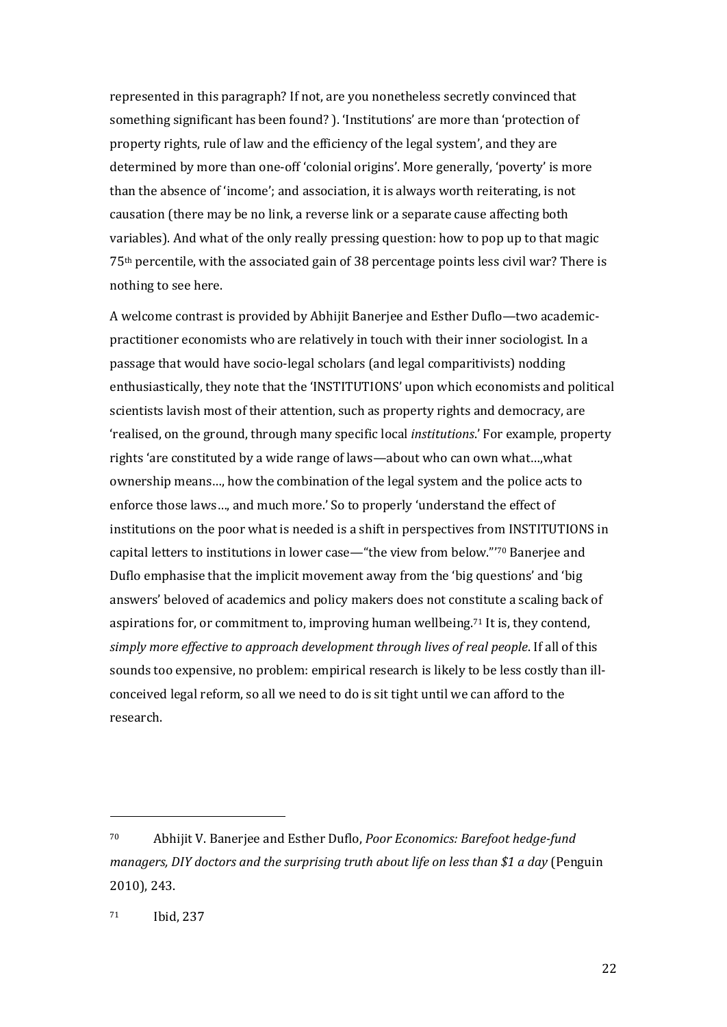represented in this paragraph? If not, are you nonetheless secretly convinced that something significant has been found? ). 'Institutions' are more than 'protection of property rights, rule of law and the efficiency of the legal system', and they are determined by more than one-off 'colonial origins'. More generally, 'poverty' is more than the absence of 'income'; and association, it is always worth reiterating, is not causation (there may be no link, a reverse link or a separate cause affecting both variables). And what of the only really pressing question: how to pop up to that magic 75th percentile, with the associated gain of 38 percentage points less civil war? There is nothing to see here.

A welcome contrast is provided by Abhijit Banerjee and Esther Duflo—two academic-practitioner economists who are relatively in touch with their inner sociologist. In a passage that would have socio-legal scholars (and legal comparitivists) nodding enthusiastically, they note that the 'INSTITUTIONS' upon which economists and political scientists lavish most of their attention, such as property rights and democracy, are 'realised, on the ground, through many specific local *institutions*.' For example, property rights 'are constituted by a wide range of laws—about who can own what…,what ownership means…, how the combination of the legal system and the police acts to enforce those laws…, and much more.' So to properly 'understand the effect of institutions on the poor what is needed is a shift in perspectives from INSTITUTIONS in capital letters to institutions in lower case—"the view from below."'[70] Banerjee and Duflo emphasise that the implicit movement away from the 'big questions' and 'big answers' beloved of academics and policy makers does not constitute a scaling back of aspirations for, or commitment to, improving human wellbeing.[71] It is, they contend, *simply more effective to approach development through lives of real people*. If all of this sounds too expensive, no problem: empirical research is likely to be less costly than ill-conceived legal reform, so all we need to do is sit tight until we can afford to the research.

---

[70] Abhijit V. Banerjee and Esther Duflo, *Poor Economics: Barefoot hedge-fund managers, DIY doctors and the surprising truth about life on less than $1 a day* (Penguin 2010), 243.

[71] Ibid, 237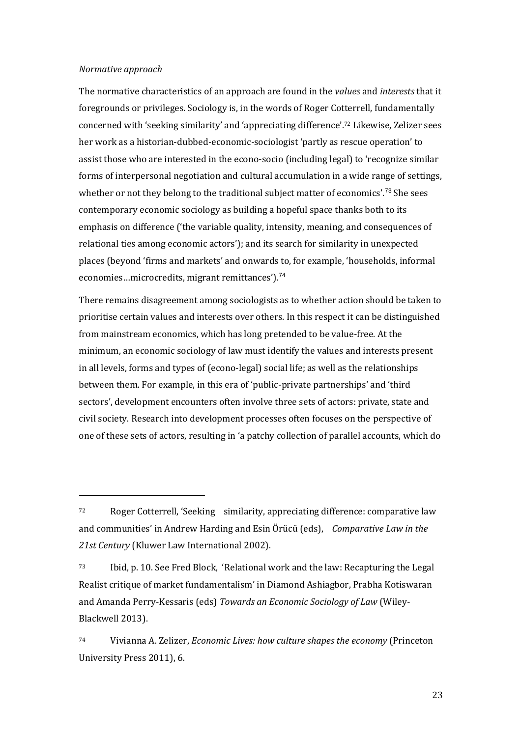*Normative approach*

The normative characteristics of an approach are found in the *values* and *interests* that it foregrounds or privileges. Sociology is, in the words of Roger Cotterrell, fundamentally concerned with 'seeking similarity' and 'appreciating difference'.[72] Likewise, Zelizer sees her work as a historian-dubbed-economic-sociologist 'partly as rescue operation' to assist those who are interested in the econo-socio (including legal) to 'recognize similar forms of interpersonal negotiation and cultural accumulation in a wide range of settings, whether or not they belong to the traditional subject matter of economics'.[73] She sees contemporary economic sociology as building a hopeful space thanks both to its emphasis on difference ('the variable quality, intensity, meaning, and consequences of relational ties among economic actors'); and its search for similarity in unexpected places (beyond 'firms and markets' and onwards to, for example, 'households, informal economies…microcredits, migrant remittances').[74]

There remains disagreement among sociologists as to whether action should be taken to prioritise certain values and interests over others. In this respect it can be distinguished from mainstream economics, which has long pretended to be value-free. At the minimum, an economic sociology of law must identify the values and interests present in all levels, forms and types of (econo-legal) social life; as well as the relationships between them. For example, in this era of 'public-private partnerships' and 'third sectors', development encounters often involve three sets of actors: private, state and civil society. Research into development processes often focuses on the perspective of one of these sets of actors, resulting in 'a patchy collection of parallel accounts, which do

---

[72] Roger Cotterrell, 'Seeking similarity, appreciating difference: comparative law and communities' in Andrew Harding and Esin Örücü (eds), *Comparative Law in the 21st Century* (Kluwer Law International 2002).

[73] Ibid, p. 10. See Fred Block, 'Relational work and the law: Recapturing the Legal Realist critique of market fundamentalism' in Diamond Ashiagbor, Prabha Kotiswaran and Amanda Perry-Kessaris (eds) *Towards an Economic Sociology of Law* (Wiley-Blackwell 2013).

[74] Vivianna A. Zelizer, *Economic Lives: how culture shapes the economy* (Princeton University Press 2011), 6.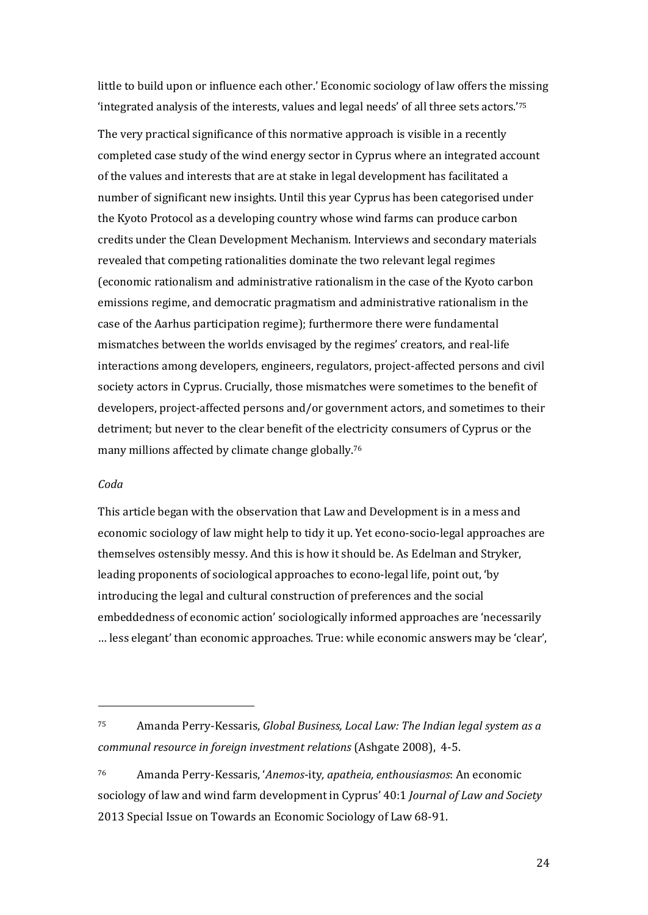little to build upon or influence each other.' Economic sociology of law offers the missing 'integrated analysis of the interests, values and legal needs' of all three sets actors.'[75]

The very practical significance of this normative approach is visible in a recently completed case study of the wind energy sector in Cyprus where an integrated account of the values and interests that are at stake in legal development has facilitated a number of significant new insights. Until this year Cyprus has been categorised under the Kyoto Protocol as a developing country whose wind farms can produce carbon credits under the Clean Development Mechanism. Interviews and secondary materials revealed that competing rationalities dominate the two relevant legal regimes (economic rationalism and administrative rationalism in the case of the Kyoto carbon emissions regime, and democratic pragmatism and administrative rationalism in the case of the Aarhus participation regime); furthermore there were fundamental mismatches between the worlds envisaged by the regimes' creators, and real-life interactions among developers, engineers, regulators, project-affected persons and civil society actors in Cyprus. Crucially, those mismatches were sometimes to the benefit of developers, project-affected persons and/or government actors, and sometimes to their detriment; but never to the clear benefit of the electricity consumers of Cyprus or the many millions affected by climate change globally.[76]

*Coda*

This article began with the observation that Law and Development is in a mess and economic sociology of law might help to tidy it up. Yet econo-socio-legal approaches are themselves ostensibly messy. And this is how it should be. As Edelman and Stryker, leading proponents of sociological approaches to econo-legal life, point out, 'by introducing the legal and cultural construction of preferences and the social embeddedness of economic action' sociologically informed approaches are 'necessarily … less elegant' than economic approaches. True: while economic answers may be 'clear',

---

[75] Amanda Perry-Kessaris, *Global Business, Local Law: The Indian legal system as a communal resource in foreign investment relations* (Ashgate 2008), 4-5.

[76] Amanda Perry-Kessaris, '*Anemos*-ity, *apatheia, enthousiasmos*: An economic sociology of law and wind farm development in Cyprus' 40:1 *Journal of Law and Society* 2013 Special Issue on Towards an Economic Sociology of Law 68-91.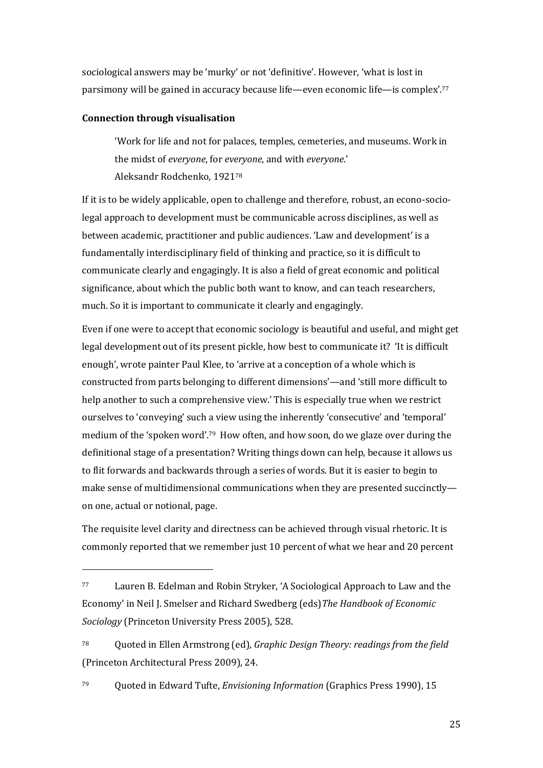sociological answers may be 'murky' or not 'definitive'. However, 'what is lost in parsimony will be gained in accuracy because life—even economic life—is complex'.[77]

### Connection through visualisation

> 'Work for life and not for palaces, temples, cemeteries, and museums. Work in the midst of *everyone*, for *everyone*, and with *everyone*.'
> Aleksandr Rodchenko, 1921[78]

If it is to be widely applicable, open to challenge and therefore, robust, an econo-socio-legal approach to development must be communicable across disciplines, as well as between academic, practitioner and public audiences. 'Law and development' is a fundamentally interdisciplinary field of thinking and practice, so it is difficult to communicate clearly and engagingly. It is also a field of great economic and political significance, about which the public both want to know, and can teach researchers, much. So it is important to communicate it clearly and engagingly.

Even if one were to accept that economic sociology is beautiful and useful, and might get legal development out of its present pickle, how best to communicate it? 'It is difficult enough', wrote painter Paul Klee, to 'arrive at a conception of a whole which is constructed from parts belonging to different dimensions'—and 'still more difficult to help another to such a comprehensive view.' This is especially true when we restrict ourselves to 'conveying' such a view using the inherently 'consecutive' and 'temporal' medium of the 'spoken word'.[79] How often, and how soon, do we glaze over during the definitional stage of a presentation? Writing things down can help, because it allows us to flit forwards and backwards through a series of words. But it is easier to begin to make sense of multidimensional communications when they are presented succinctly—on one, actual or notional, page.

The requisite level clarity and directness can be achieved through visual rhetoric. It is commonly reported that we remember just 10 percent of what we hear and 20 percent

---

[77] Lauren B. Edelman and Robin Stryker, 'A Sociological Approach to Law and the Economy' in Neil J. Smelser and Richard Swedberg (eds)*The Handbook of Economic Sociology* (Princeton University Press 2005), 528.

[78] Quoted in Ellen Armstrong (ed), *Graphic Design Theory: readings from the field* (Princeton Architectural Press 2009), 24.

[79] Quoted in Edward Tufte, *Envisioning Information* (Graphics Press 1990), 15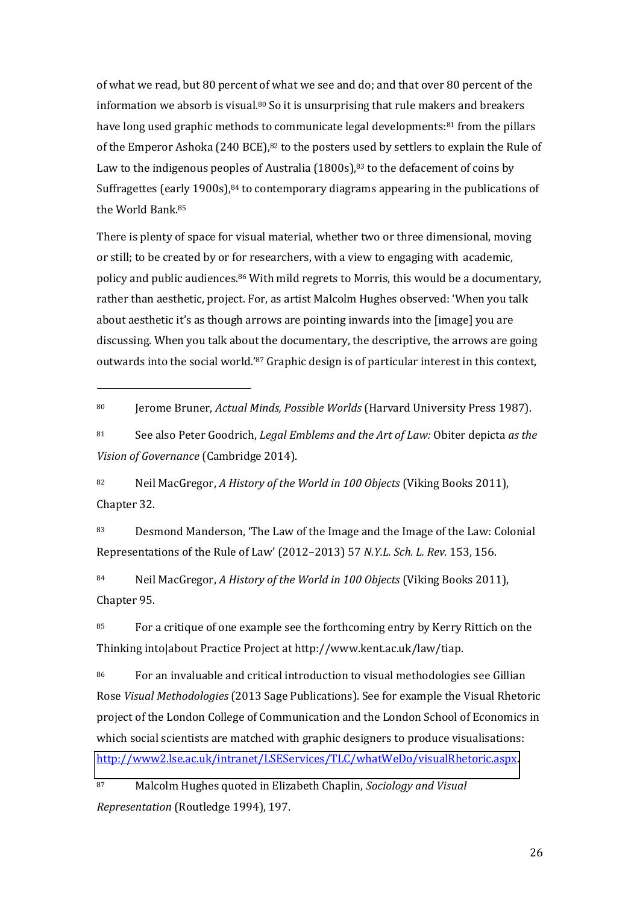of what we read, but 80 percent of what we see and do; and that over 80 percent of the information we absorb is visual.[80] So it is unsurprising that rule makers and breakers have long used graphic methods to communicate legal developments:[81] from the pillars of the Emperor Ashoka (240 BCE),[82] to the posters used by settlers to explain the Rule of Law to the indigenous peoples of Australia (1800s),[83] to the defacement of coins by Suffragettes (early 1900s),[84] to contemporary diagrams appearing in the publications of the World Bank.[85]

There is plenty of space for visual material, whether two or three dimensional, moving or still; to be created by or for researchers, with a view to engaging with academic, policy and public audiences.[86] With mild regrets to Morris, this would be a documentary, rather than aesthetic, project. For, as artist Malcolm Hughes observed: 'When you talk about aesthetic it's as though arrows are pointing inwards into the [image] you are discussing. When you talk about the documentary, the descriptive, the arrows are going outwards into the social world.'[87] Graphic design is of particular interest in this context,

---

[80] Jerome Bruner, *Actual Minds, Possible Worlds* (Harvard University Press 1987).

[81] See also Peter Goodrich, *Legal Emblems and the Art of Law:* Obiter depicta *as the Vision of Governance* (Cambridge 2014).

[82] Neil MacGregor, *A History of the World in 100 Objects* (Viking Books 2011), Chapter 32.

[83] Desmond Manderson, 'The Law of the Image and the Image of the Law: Colonial Representations of the Rule of Law' (2012–2013) 57 *N.Y.L. Sch. L. Rev.* 153, 156.

[84] Neil MacGregor, *A History of the World in 100 Objects* (Viking Books 2011), Chapter 95.

[85] For a critique of one example see the forthcoming entry by Kerry Rittich on the Thinking into|about Practice Project at http://www.kent.ac.uk/law/tiap.

[86] For an invaluable and critical introduction to visual methodologies see Gillian Rose *Visual Methodologies* (2013 Sage Publications). See for example the Visual Rhetoric project of the London College of Communication and the London School of Economics in which social scientists are matched with graphic designers to produce visualisations: http://www2.lse.ac.uk/intranet/LSEServices/TLC/whatWeDo/visualRhetoric.aspx.

[87] Malcolm Hughes quoted in Elizabeth Chaplin, *Sociology and Visual Representation* (Routledge 1994), 197.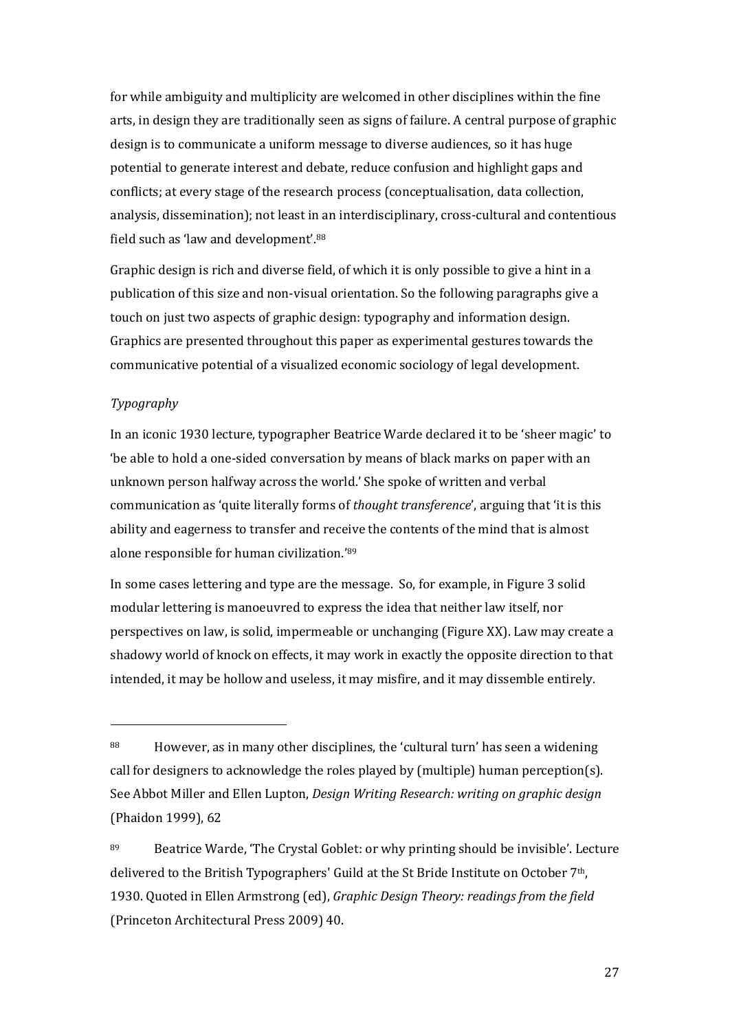for while ambiguity and multiplicity are welcomed in other disciplines within the fine arts, in design they are traditionally seen as signs of failure. A central purpose of graphic design is to communicate a uniform message to diverse audiences, so it has huge potential to generate interest and debate, reduce confusion and highlight gaps and conflicts; at every stage of the research process (conceptualisation, data collection, analysis, dissemination); not least in an interdisciplinary, cross-cultural and contentious field such as 'law and development'.[88]

Graphic design is rich and diverse field, of which it is only possible to give a hint in a publication of this size and non-visual orientation. So the following paragraphs give a touch on just two aspects of graphic design: typography and information design. Graphics are presented throughout this paper as experimental gestures towards the communicative potential of a visualized economic sociology of legal development.

*Typography*

In an iconic 1930 lecture, typographer Beatrice Warde declared it to be 'sheer magic' to 'be able to hold a one-sided conversation by means of black marks on paper with an unknown person halfway across the world.' She spoke of written and verbal communication as 'quite literally forms of *thought transference*', arguing that 'it is this ability and eagerness to transfer and receive the contents of the mind that is almost alone responsible for human civilization.'[89]

In some cases lettering and type are the message. So, for example, in Figure 3 solid modular lettering is manoeuvred to express the idea that neither law itself, nor perspectives on law, is solid, impermeable or unchanging (Figure XX). Law may create a shadowy world of knock on effects, it may work in exactly the opposite direction to that intended, it may be hollow and useless, it may misfire, and it may dissemble entirely.

---

[88] However, as in many other disciplines, the 'cultural turn' has seen a widening call for designers to acknowledge the roles played by (multiple) human perception(s). See Abbot Miller and Ellen Lupton, *Design Writing Research: writing on graphic design* (Phaidon 1999), 62

[89] Beatrice Warde, 'The Crystal Goblet: or why printing should be invisible'. Lecture delivered to the British Typographers' Guild at the St Bride Institute on October 7th, 1930. Quoted in Ellen Armstrong (ed), *Graphic Design Theory: readings from the field* (Princeton Architectural Press 2009) 40.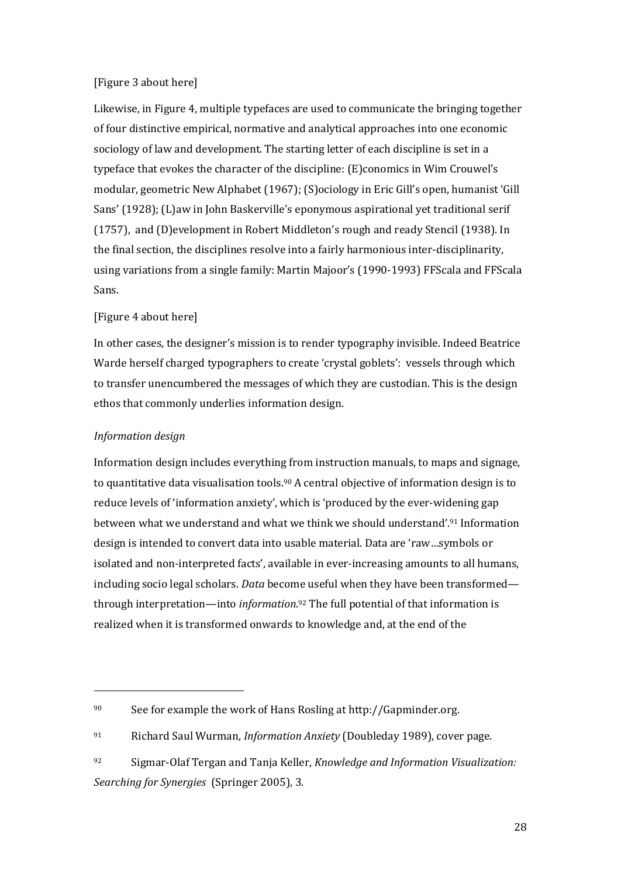[Figure 3 about here]

Likewise, in Figure 4, multiple typefaces are used to communicate the bringing together of four distinctive empirical, normative and analytical approaches into one economic sociology of law and development. The starting letter of each discipline is set in a typeface that evokes the character of the discipline: (E)conomics in Wim Crouwel's modular, geometric New Alphabet (1967); (S)ociology in Eric Gill's open, humanist 'Gill Sans' (1928); (L)aw in John Baskerville's eponymous aspirational yet traditional serif (1757), and (D)evelopment in Robert Middleton's rough and ready Stencil (1938). In the final section, the disciplines resolve into a fairly harmonious inter-disciplinarity, using variations from a single family: Martin Majoor's (1990-1993) FFScala and FFScala Sans.

[Figure 4 about here]

In other cases, the designer's mission is to render typography invisible. Indeed Beatrice Warde herself charged typographers to create 'crystal goblets': vessels through which to transfer unencumbered the messages of which they are custodian. This is the design ethos that commonly underlies information design.

*Information design*

Information design includes everything from instruction manuals, to maps and signage, to quantitative data visualisation tools.[90] A central objective of information design is to reduce levels of 'information anxiety', which is 'produced by the ever-widening gap between what we understand and what we think we should understand'.[91] Information design is intended to convert data into usable material. Data are 'raw…symbols or isolated and non-interpreted facts', available in ever-increasing amounts to all humans, including socio legal scholars. *Data* become useful when they have been transformed—through interpretation—into *information*.[92] The full potential of that information is realized when it is transformed onwards to knowledge and, at the end of the

---

[90] See for example the work of Hans Rosling at http://Gapminder.org.

[91] Richard Saul Wurman, *Information Anxiety* (Doubleday 1989), cover page.

[92] Sigmar-Olaf Tergan and Tanja Keller, *Knowledge and Information Visualization: Searching for Synergies* (Springer 2005), 3.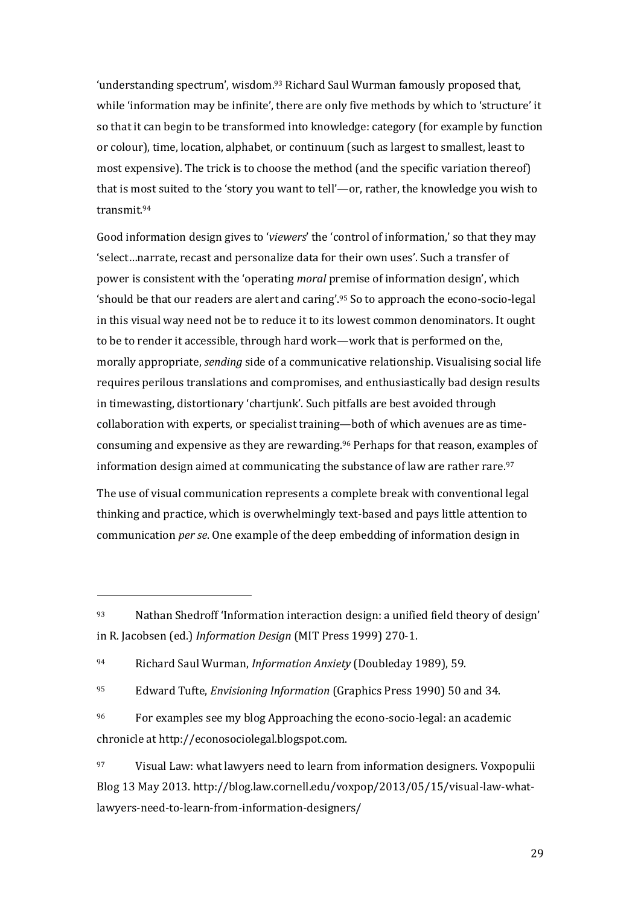'understanding spectrum', wisdom.[93] Richard Saul Wurman famously proposed that, while 'information may be infinite', there are only five methods by which to 'structure' it so that it can begin to be transformed into knowledge: category (for example by function or colour), time, location, alphabet, or continuum (such as largest to smallest, least to most expensive). The trick is to choose the method (and the specific variation thereof) that is most suited to the 'story you want to tell'—or, rather, the knowledge you wish to transmit.[94]

Good information design gives to '*viewers*' the 'control of information,' so that they may 'select…narrate, recast and personalize data for their own uses'. Such a transfer of power is consistent with the 'operating *moral* premise of information design', which 'should be that our readers are alert and caring'.[95] So to approach the econo-socio-legal in this visual way need not be to reduce it to its lowest common denominators. It ought to be to render it accessible, through hard work—work that is performed on the, morally appropriate, *sending* side of a communicative relationship. Visualising social life requires perilous translations and compromises, and enthusiastically bad design results in timewasting, distortionary 'chartjunk'. Such pitfalls are best avoided through collaboration with experts, or specialist training—both of which avenues are as time-consuming and expensive as they are rewarding.[96] Perhaps for that reason, examples of information design aimed at communicating the substance of law are rather rare.[97]

The use of visual communication represents a complete break with conventional legal thinking and practice, which is overwhelmingly text-based and pays little attention to communication *per se*. One example of the deep embedding of information design in

---

[93] Nathan Shedroff 'Information interaction design: a unified field theory of design' in R. Jacobsen (ed.) *Information Design* (MIT Press 1999) 270-1.

[94] Richard Saul Wurman, *Information Anxiety* (Doubleday 1989), 59.

[95] Edward Tufte, *Envisioning Information* (Graphics Press 1990) 50 and 34.

[96] For examples see my blog Approaching the econo-socio-legal: an academic chronicle at http://econosociolegal.blogspot.com.

[97] Visual Law: what lawyers need to learn from information designers. Voxpopulii Blog 13 May 2013. http://blog.law.cornell.edu/voxpop/2013/05/15/visual-law-what-lawyers-need-to-learn-from-information-designers/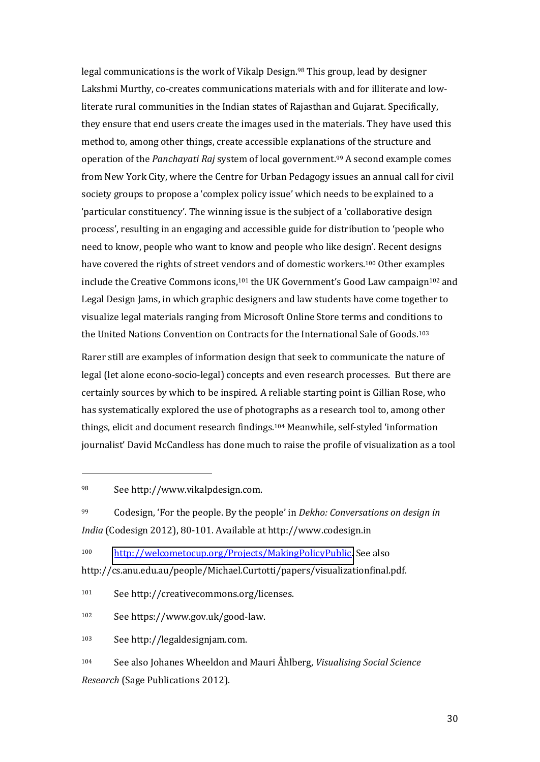legal communications is the work of Vikalp Design.[98] This group, lead by designer Lakshmi Murthy, co-creates communications materials with and for illiterate and low-literate rural communities in the Indian states of Rajasthan and Gujarat. Specifically, they ensure that end users create the images used in the materials. They have used this method to, among other things, create accessible explanations of the structure and operation of the *Panchayati Raj* system of local government.[99] A second example comes from New York City, where the Centre for Urban Pedagogy issues an annual call for civil society groups to propose a 'complex policy issue' which needs to be explained to a 'particular constituency'. The winning issue is the subject of a 'collaborative design process', resulting in an engaging and accessible guide for distribution to 'people who need to know, people who want to know and people who like design'. Recent designs have covered the rights of street vendors and of domestic workers.[100] Other examples include the Creative Commons icons,[101] the UK Government's Good Law campaign[102] and Legal Design Jams, in which graphic designers and law students have come together to visualize legal materials ranging from Microsoft Online Store terms and conditions to the United Nations Convention on Contracts for the International Sale of Goods.[103]

Rarer still are examples of information design that seek to communicate the nature of legal (let alone econo-socio-legal) concepts and even research processes. But there are certainly sources by which to be inspired. A reliable starting point is Gillian Rose, who has systematically explored the use of photographs as a research tool to, among other things, elicit and document research findings.[104] Meanwhile, self-styled 'information journalist' David McCandless has done much to raise the profile of visualization as a tool

---

[98] See http://www.vikalpdesign.com.

[99] Codesign, 'For the people. By the people' in *Dekho: Conversations on design in India* (Codesign 2012), 80-101. Available at http://www.codesign.in

[100] http://welcometocup.org/Projects/MakingPolicyPublic. See also http://cs.anu.edu.au/people/Michael.Curtotti/papers/visualizationfinal.pdf.

[101] See http://creativecommons.org/licenses.

[102] See https://www.gov.uk/good-law.

[103] See http://legaldesignjam.com.

[104] See also Johanes Wheeldon and Mauri Åhlberg, *Visualising Social Science Research* (Sage Publications 2012).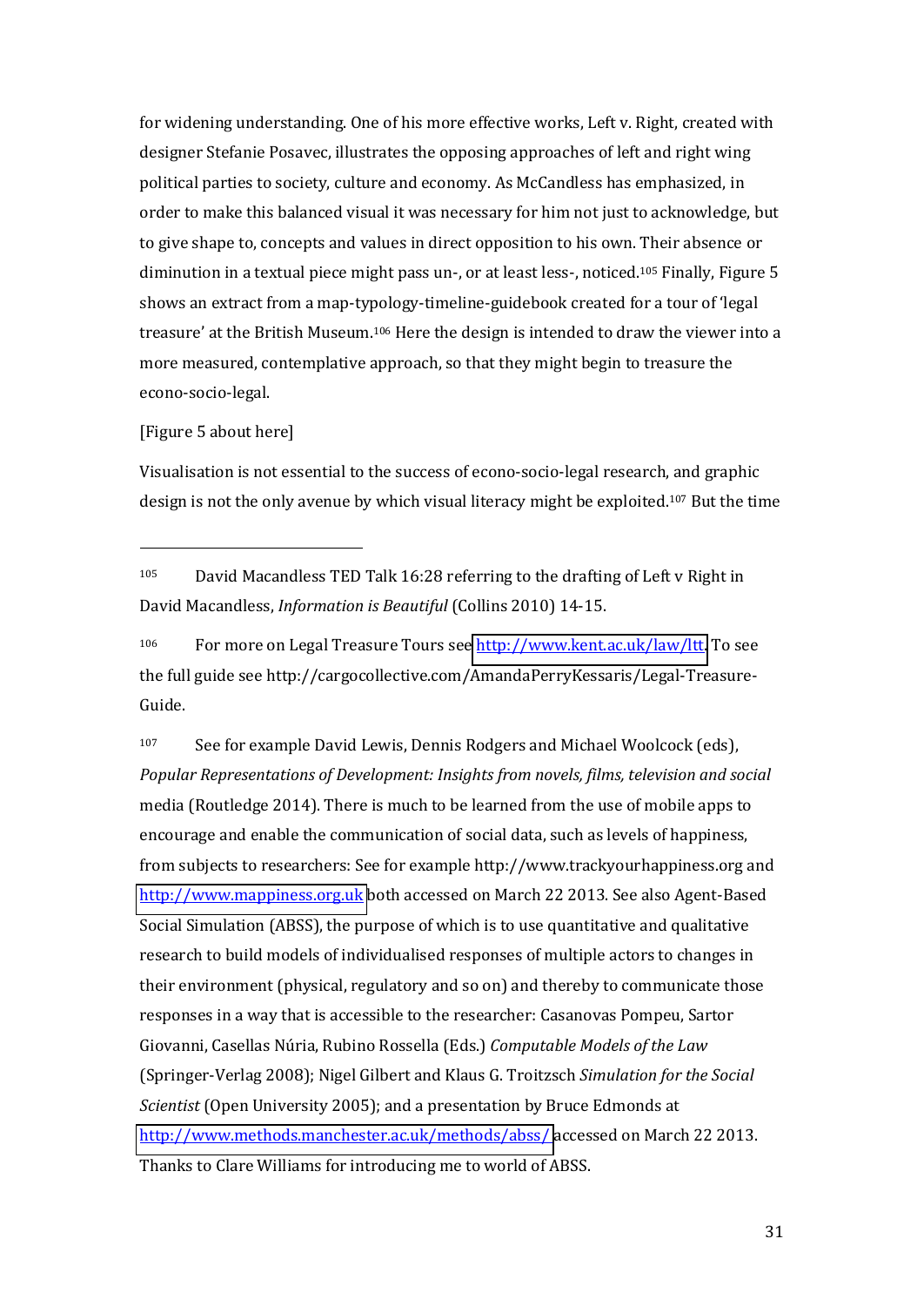for widening understanding. One of his more effective works, Left v. Right, created with designer Stefanie Posavec, illustrates the opposing approaches of left and right wing political parties to society, culture and economy. As McCandless has emphasized, in order to make this balanced visual it was necessary for him not just to acknowledge, but to give shape to, concepts and values in direct opposition to his own. Their absence or diminution in a textual piece might pass un-, or at least less-, noticed.[105] Finally, Figure 5 shows an extract from a map-typology-timeline-guidebook created for a tour of 'legal treasure' at the British Museum.[106] Here the design is intended to draw the viewer into a more measured, contemplative approach, so that they might begin to treasure the econo-socio-legal.

[Figure 5 about here]

Visualisation is not essential to the success of econo-socio-legal research, and graphic design is not the only avenue by which visual literacy might be exploited.[107] But the time

---

[105] David Macandless TED Talk 16:28 referring to the drafting of Left v Right in David Macandless, *Information is Beautiful* (Collins 2010) 14-15.

[106] For more on Legal Treasure Tours see http://www.kent.ac.uk/law/ltt. To see the full guide see http://cargocollective.com/AmandaPerryKessaris/Legal-Treasure-Guide.

[107] See for example David Lewis, Dennis Rodgers and Michael Woolcock (eds), *Popular Representations of Development: Insights from novels, films, television and social* media (Routledge 2014). There is much to be learned from the use of mobile apps to encourage and enable the communication of social data, such as levels of happiness, from subjects to researchers: See for example http://www.trackyourhappiness.org and http://www.mappiness.org.uk both accessed on March 22 2013. See also Agent-Based Social Simulation (ABSS), the purpose of which is to use quantitative and qualitative research to build models of individualised responses of multiple actors to changes in their environment (physical, regulatory and so on) and thereby to communicate those responses in a way that is accessible to the researcher: Casanovas Pompeu, Sartor Giovanni, Casellas Núria, Rubino Rossella (Eds.) *Computable Models of the Law* (Springer-Verlag 2008); Nigel Gilbert and Klaus G. Troitzsch *Simulation for the Social Scientist* (Open University 2005); and a presentation by Bruce Edmonds at http://www.methods.manchester.ac.uk/methods/abss/ accessed on March 22 2013. Thanks to Clare Williams for introducing me to world of ABSS.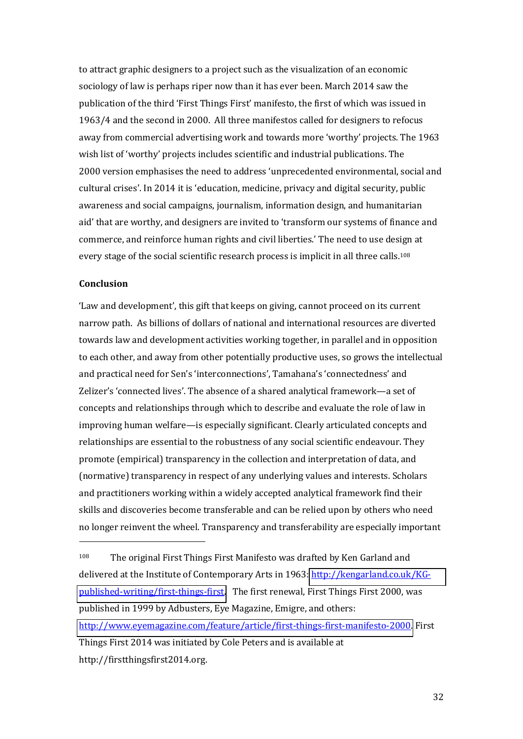to attract graphic designers to a project such as the visualization of an economic sociology of law is perhaps riper now than it has ever been. March 2014 saw the publication of the third 'First Things First' manifesto, the first of which was issued in 1963/4 and the second in 2000. All three manifestos called for designers to refocus away from commercial advertising work and towards more 'worthy' projects. The 1963 wish list of 'worthy' projects includes scientific and industrial publications. The 2000 version emphasises the need to address 'unprecedented environmental, social and cultural crises'. In 2014 it is 'education, medicine, privacy and digital security, public awareness and social campaigns, journalism, information design, and humanitarian aid' that are worthy, and designers are invited to 'transform our systems of finance and commerce, and reinforce human rights and civil liberties.' The need to use design at every stage of the social scientific research process is implicit in all three calls.[108]

**Conclusion**

'Law and development', this gift that keeps on giving, cannot proceed on its current narrow path. As billions of dollars of national and international resources are diverted towards law and development activities working together, in parallel and in opposition to each other, and away from other potentially productive uses, so grows the intellectual and practical need for Sen's 'interconnections', Tamahana's 'connectedness' and Zelizer's 'connected lives'. The absence of a shared analytical framework—a set of concepts and relationships through which to describe and evaluate the role of law in improving human welfare—is especially significant. Clearly articulated concepts and relationships are essential to the robustness of any social scientific endeavour. They promote (empirical) transparency in the collection and interpretation of data, and (normative) transparency in respect of any underlying values and interests. Scholars and practitioners working within a widely accepted analytical framework find their skills and discoveries become transferable and can be relied upon by others who need no longer reinvent the wheel. Transparency and transferability are especially important

---

[108] The original First Things First Manifesto was drafted by Ken Garland and delivered at the Institute of Contemporary Arts in 1963: http://kengarland.co.uk/KG-published-writing/first-things-first. The first renewal, First Things First 2000, was published in 1999 by Adbusters, Eye Magazine, Emigre, and others: http://www.eyemagazine.com/feature/article/first-things-first-manifesto-2000. First Things First 2014 was initiated by Cole Peters and is available at http://firstthingsfirst2014.org.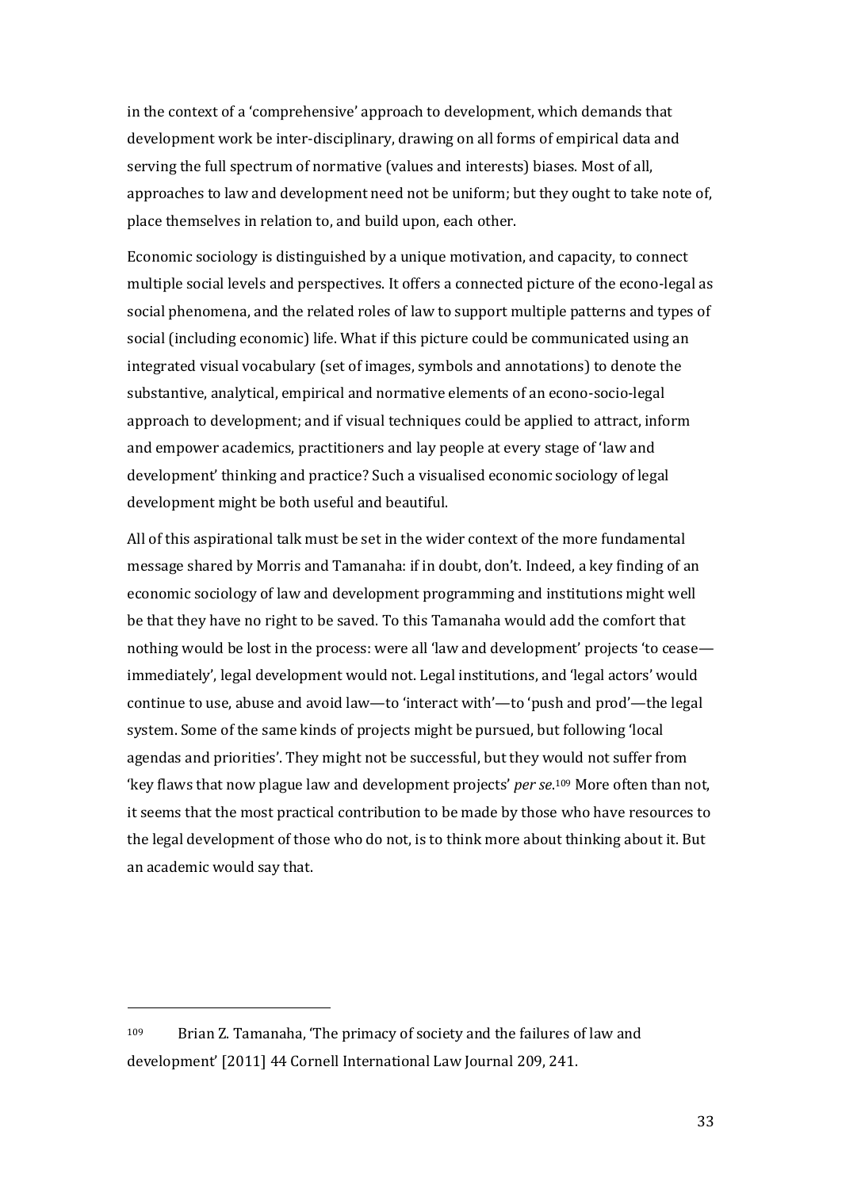in the context of a 'comprehensive' approach to development, which demands that development work be inter-disciplinary, drawing on all forms of empirical data and serving the full spectrum of normative (values and interests) biases. Most of all, approaches to law and development need not be uniform; but they ought to take note of, place themselves in relation to, and build upon, each other.

Economic sociology is distinguished by a unique motivation, and capacity, to connect multiple social levels and perspectives. It offers a connected picture of the econo-legal as social phenomena, and the related roles of law to support multiple patterns and types of social (including economic) life. What if this picture could be communicated using an integrated visual vocabulary (set of images, symbols and annotations) to denote the substantive, analytical, empirical and normative elements of an econo-socio-legal approach to development; and if visual techniques could be applied to attract, inform and empower academics, practitioners and lay people at every stage of 'law and development' thinking and practice? Such a visualised economic sociology of legal development might be both useful and beautiful.

All of this aspirational talk must be set in the wider context of the more fundamental message shared by Morris and Tamanaha: if in doubt, don't. Indeed, a key finding of an economic sociology of law and development programming and institutions might well be that they have no right to be saved. To this Tamanaha would add the comfort that nothing would be lost in the process: were all 'law and development' projects 'to cease—immediately', legal development would not. Legal institutions, and 'legal actors' would continue to use, abuse and avoid law—to 'interact with'—to 'push and prod'—the legal system. Some of the same kinds of projects might be pursued, but following 'local agendas and priorities'. They might not be successful, but they would not suffer from 'key flaws that now plague law and development projects' *per se*.[109] More often than not, it seems that the most practical contribution to be made by those who have resources to the legal development of those who do not, is to think more about thinking about it. But an academic would say that.

---

[109] Brian Z. Tamanaha, 'The primacy of society and the failures of law and development' [2011] 44 Cornell International Law Journal 209, 241.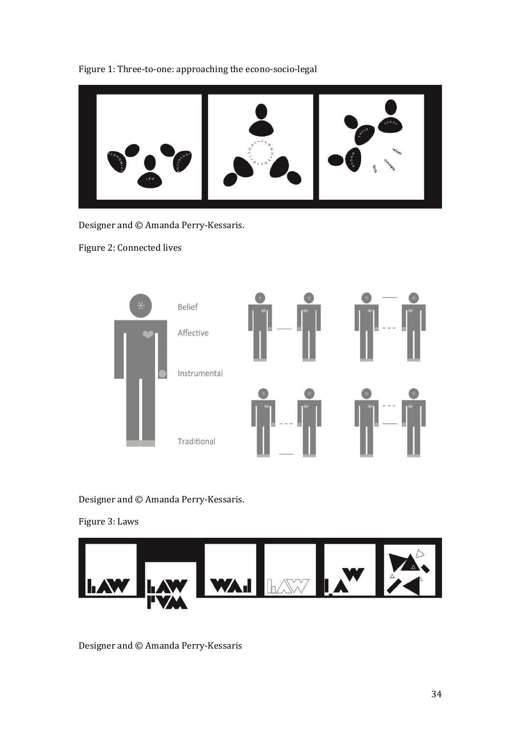Figure 1: Three-to-one: approaching the econo-socio-legal

Designer and © Amanda Perry-Kessaris.

Figure 2: Connected lives

Designer and © Amanda Perry-Kessaris.

Figure 3: Laws

Designer and © Amanda Perry-Kessaris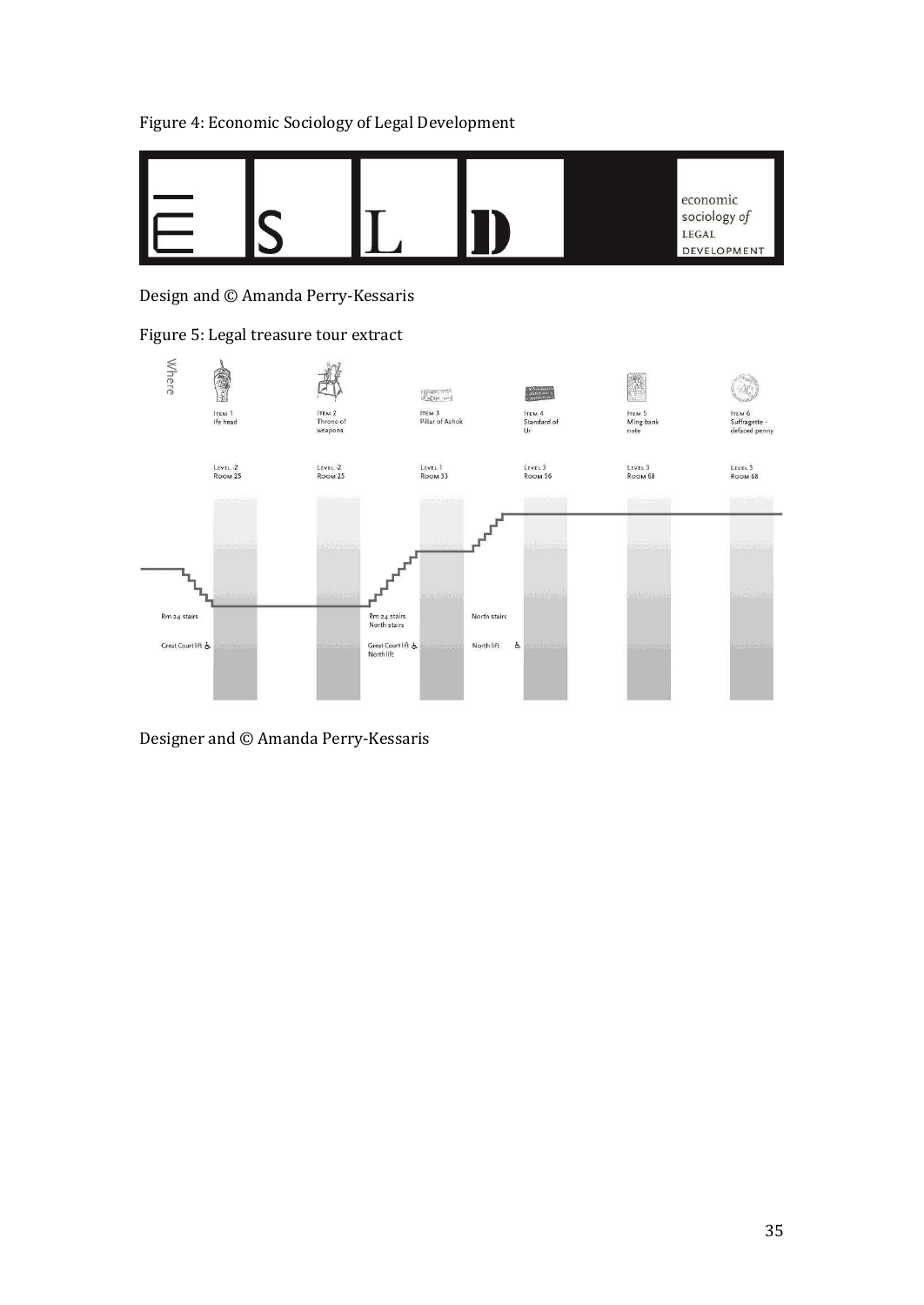Figure 4: Economic Sociology of Legal Development

E S L D

economic
sociology *of*
LEGAL
DEVELOPMENT

Design and © Amanda Perry-Kessaris

Figure 5: Legal treasure tour extract

Where

ITEM 1
Ife head

ITEM 2
Throne of weapons

ITEM 3
Pillar of Ashok

ITEM 4
Standard of Ur

ITEM 5
Ming bank note

ITEM 6
Suffragette - defaced penny

LEVEL -2
ROOM 25

LEVEL -2
ROOM 25

LEVEL 1
ROOM 33

LEVEL 3
ROOM 56

LEVEL 3
ROOM 68

LEVEL 3
ROOM 68

Rm 24 stairs

Great Court lift

Rm 24 stairs
North stairs

Great Court lift
North lift

North stairs

North lift

Designer and © Amanda Perry-Kessaris